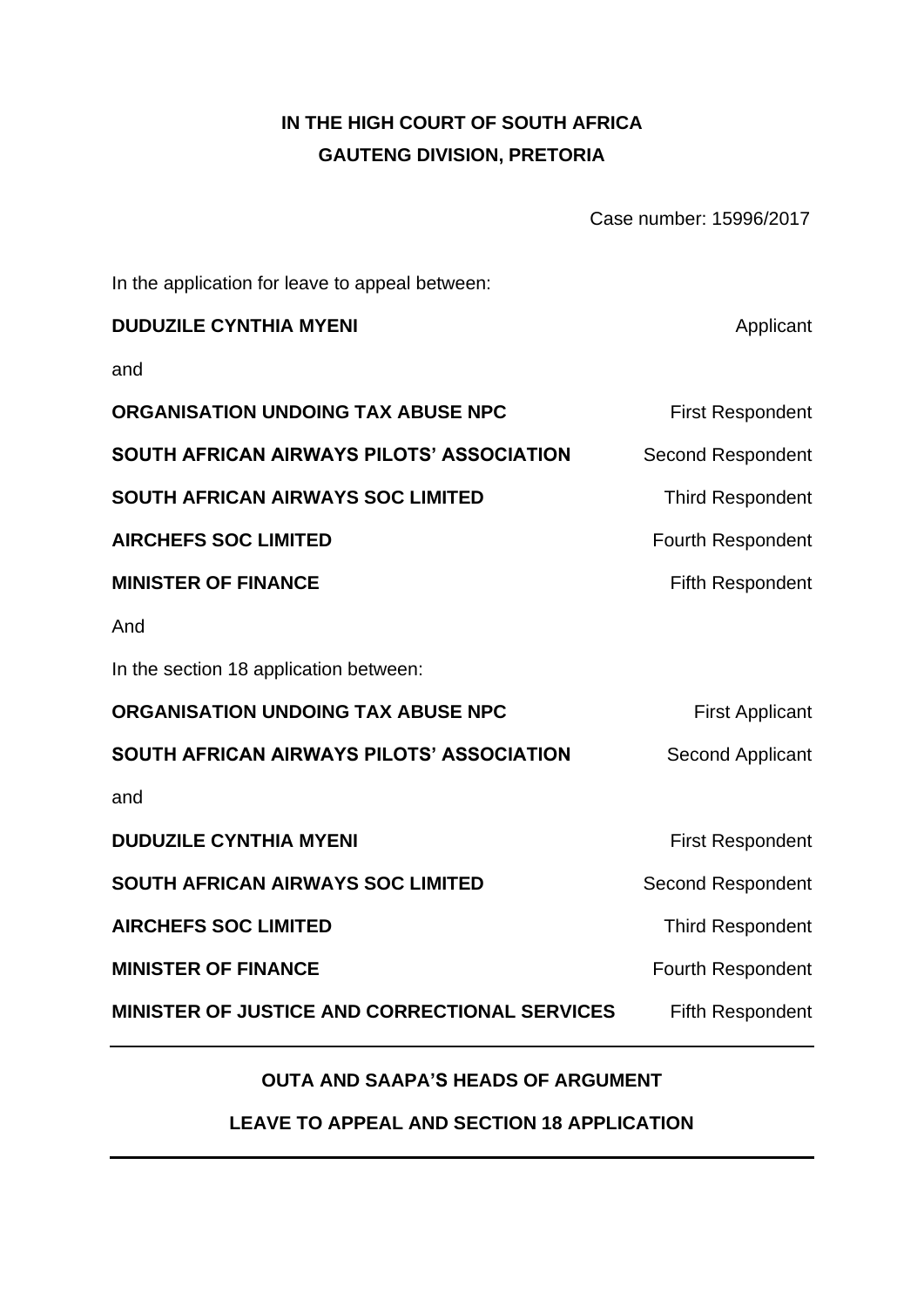**IN THE HIGH COURT OF SOUTH AFRICA**
**GAUTENG DIVISION, PRETORIA**

Case number: 15996/2017

In the application for leave to appeal between:

| | |
|---|---|
| **DUDUZILE CYNTHIA MYENI** | Applicant |
| and | |
| **ORGANISATION UNDOING TAX ABUSE NPC** | First Respondent |
| **SOUTH AFRICAN AIRWAYS PILOTS' ASSOCIATION** | Second Respondent |
| **SOUTH AFRICAN AIRWAYS SOC LIMITED** | Third Respondent |
| **AIRCHEFS SOC LIMITED** | Fourth Respondent |
| **MINISTER OF FINANCE** | Fifth Respondent |

And

In the section 18 application between:

| | |
|---|---|
| **ORGANISATION UNDOING TAX ABUSE NPC** | First Applicant |
| **SOUTH AFRICAN AIRWAYS PILOTS' ASSOCIATION** | Second Applicant |
| and | |
| **DUDUZILE CYNTHIA MYENI** | First Respondent |
| **SOUTH AFRICAN AIRWAYS SOC LIMITED** | Second Respondent |
| **AIRCHEFS SOC LIMITED** | Third Respondent |
| **MINISTER OF FINANCE** | Fourth Respondent |
| **MINISTER OF JUSTICE AND CORRECTIONAL SERVICES** | Fifth Respondent |

---

**OUTA AND SAAPA'S HEADS OF ARGUMENT**

**LEAVE TO APPEAL AND SECTION 18 APPLICATION**

---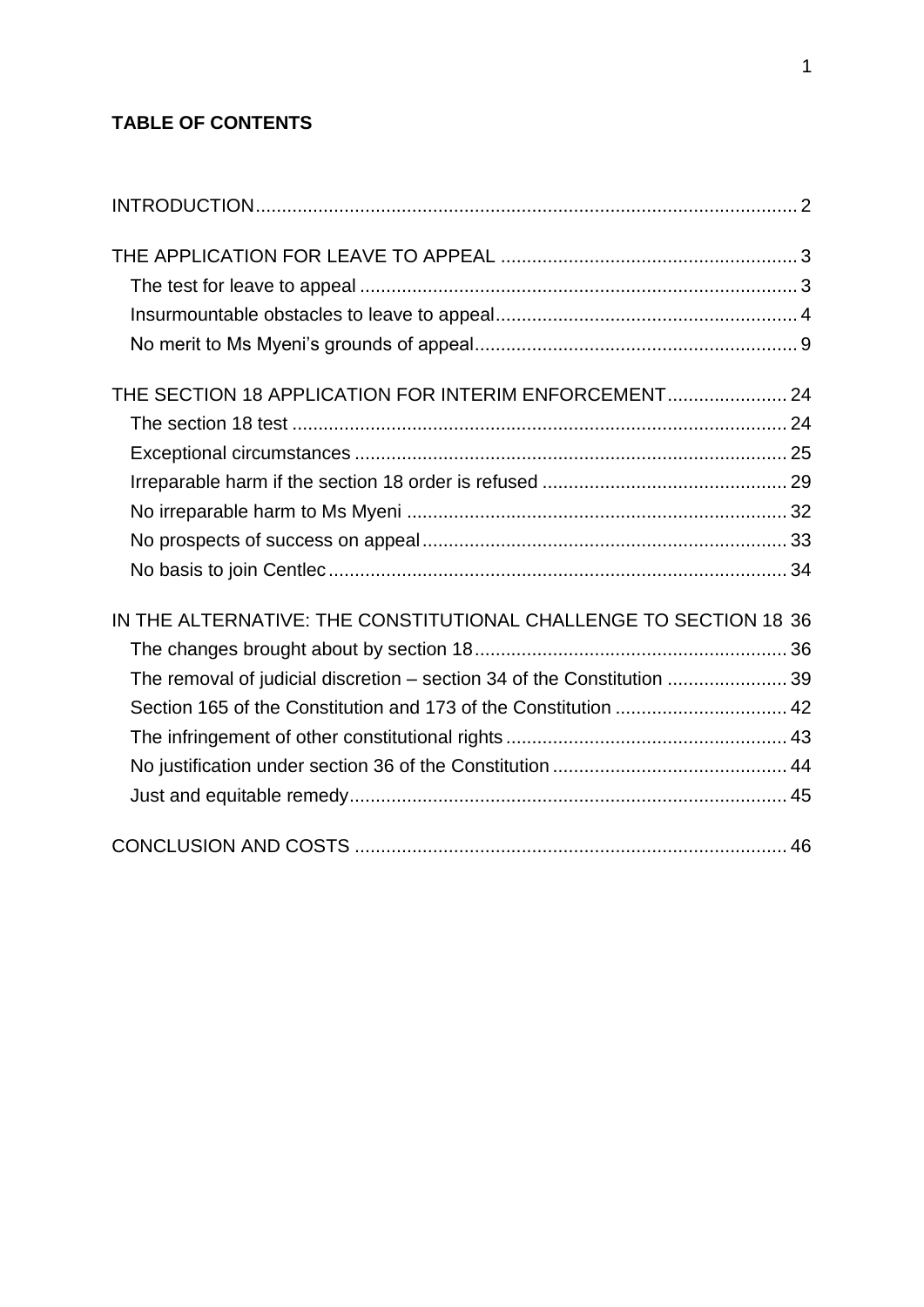**TABLE OF CONTENTS**

INTRODUCTION ........................................................................................................ 2

THE APPLICATION FOR LEAVE TO APPEAL ......................................................... 3

- The test for leave to appeal .................................................................................... 3
- Insurmountable obstacles to leave to appeal .......................................................... 4
- No merit to Ms Myeni's grounds of appeal .............................................................. 9

THE SECTION 18 APPLICATION FOR INTERIM ENFORCEMENT ....................... 24

- The section 18 test ............................................................................................... 24
- Exceptional circumstances ................................................................................... 25
- Irreparable harm if the section 18 order is refused ............................................... 29
- No irreparable harm to Ms Myeni .......................................................................... 32
- No prospects of success on appeal ...................................................................... 33
- No basis to join Centlec ........................................................................................ 34

IN THE ALTERNATIVE: THE CONSTITUTIONAL CHALLENGE TO SECTION 18 36

- The changes brought about by section 18 ............................................................ 36
- The removal of judicial discretion – section 34 of the Constitution ....................... 39
- Section 165 of the Constitution and 173 of the Constitution ................................. 42
- The infringement of other constitutional rights ...................................................... 43
- No justification under section 36 of the Constitution ............................................. 44
- Just and equitable remedy .................................................................................... 45

CONCLUSION AND COSTS ................................................................................... 46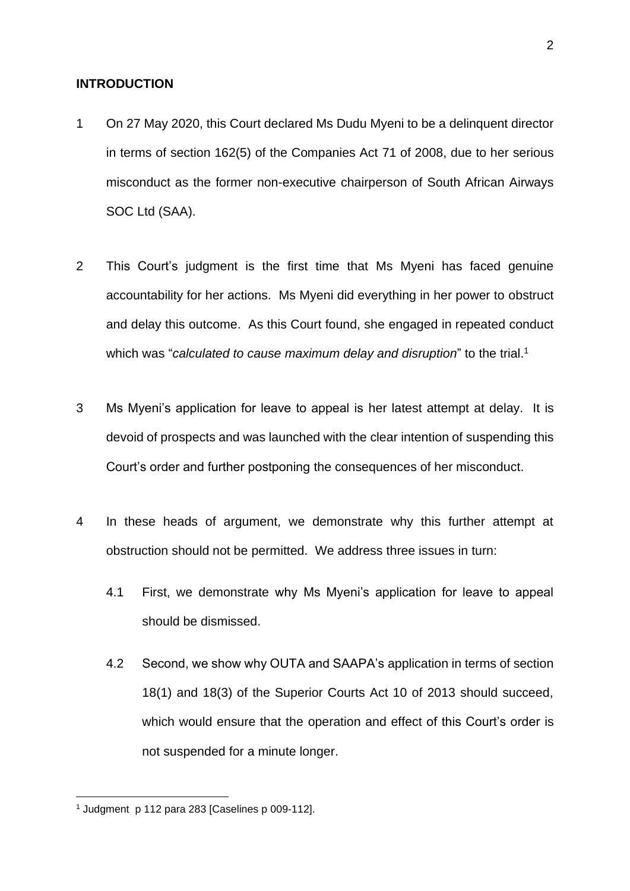## INTRODUCTION

1 On 27 May 2020, this Court declared Ms Dudu Myeni to be a delinquent director in terms of section 162(5) of the Companies Act 71 of 2008, due to her serious misconduct as the former non-executive chairperson of South African Airways SOC Ltd (SAA).

2 This Court's judgment is the first time that Ms Myeni has faced genuine accountability for her actions. Ms Myeni did everything in her power to obstruct and delay this outcome. As this Court found, she engaged in repeated conduct which was "*calculated to cause maximum delay and disruption*" to the trial.[1]

3 Ms Myeni's application for leave to appeal is her latest attempt at delay. It is devoid of prospects and was launched with the clear intention of suspending this Court's order and further postponing the consequences of her misconduct.

4 In these heads of argument, we demonstrate why this further attempt at obstruction should not be permitted. We address three issues in turn:

4.1 First, we demonstrate why Ms Myeni's application for leave to appeal should be dismissed.

4.2 Second, we show why OUTA and SAAPA's application in terms of section 18(1) and 18(3) of the Superior Courts Act 10 of 2013 should succeed, which would ensure that the operation and effect of this Court's order is not suspended for a minute longer.

---

[1] Judgment p 112 para 283 [Caselines p 009-112].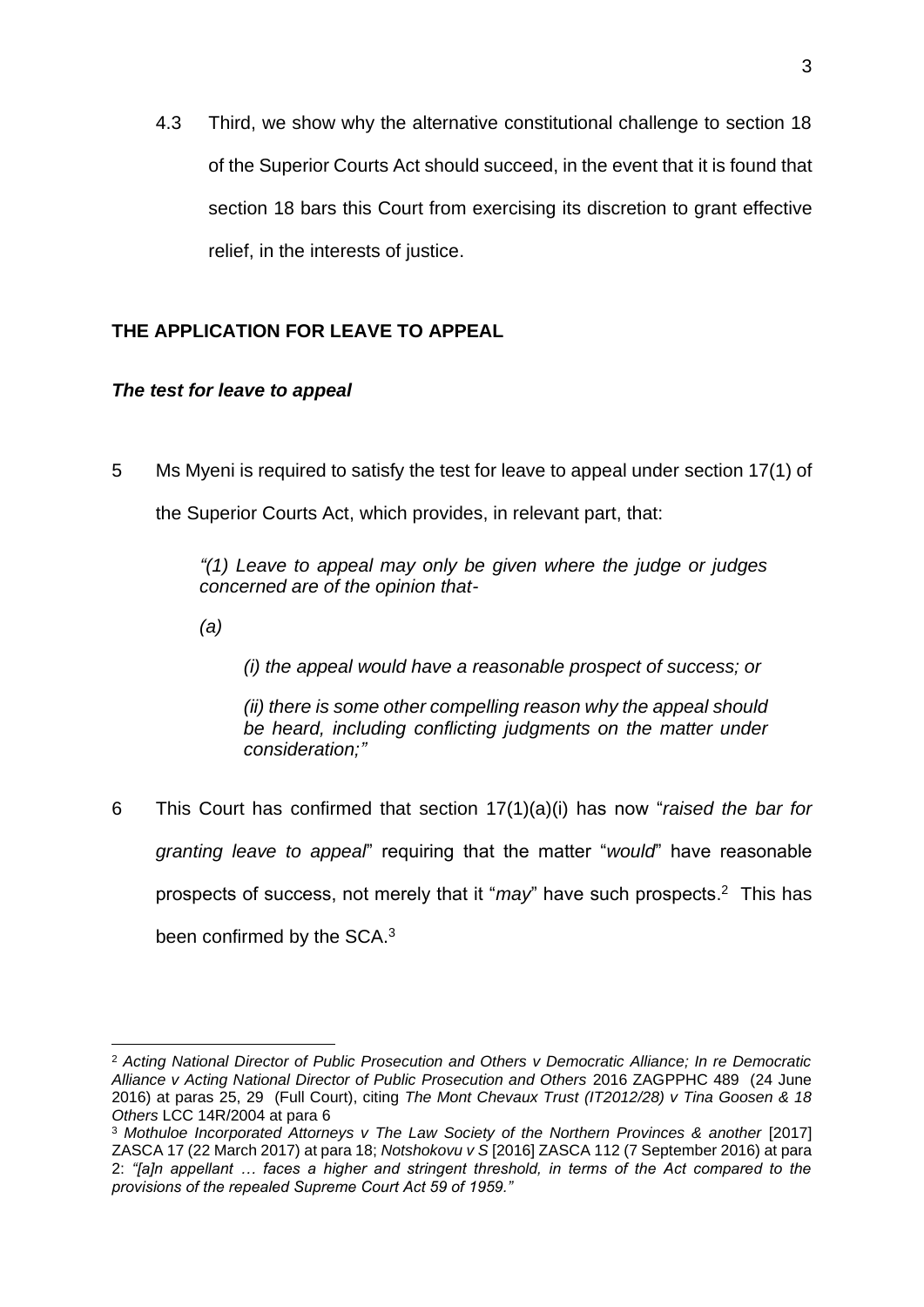4.3 Third, we show why the alternative constitutional challenge to section 18 of the Superior Courts Act should succeed, in the event that it is found that section 18 bars this Court from exercising its discretion to grant effective relief, in the interests of justice.

## THE APPLICATION FOR LEAVE TO APPEAL

### *The test for leave to appeal*

5 Ms Myeni is required to satisfy the test for leave to appeal under section 17(1) of the Superior Courts Act, which provides, in relevant part, that:

> *"(1) Leave to appeal may only be given where the judge or judges concerned are of the opinion that-*
>
> *(a)*
>
> *(i) the appeal would have a reasonable prospect of success; or*
>
> *(ii) there is some other compelling reason why the appeal should be heard, including conflicting judgments on the matter under consideration;"*

6 This Court has confirmed that section 17(1)(a)(i) has now "*raised the bar for granting leave to appeal*" requiring that the matter "*would*" have reasonable prospects of success, not merely that it "*may*" have such prospects.[2] This has been confirmed by the SCA.[3]

---

[2] *Acting National Director of Public Prosecution and Others v Democratic Alliance; In re Democratic Alliance v Acting National Director of Public Prosecution and Others* 2016 ZAGPPHC 489 (24 June 2016) at paras 25, 29 (Full Court), citing *The Mont Chevaux Trust (IT2012/28) v Tina Goosen & 18 Others* LCC 14R/2004 at para 6

[3] *Mothuloe Incorporated Attorneys v The Law Society of the Northern Provinces & another* [2017] ZASCA 17 (22 March 2017) at para 18; *Notshokovu v S* [2016] ZASCA 112 (7 September 2016) at para 2: *"[a]n appellant … faces a higher and stringent threshold, in terms of the Act compared to the provisions of the repealed Supreme Court Act 59 of 1959."*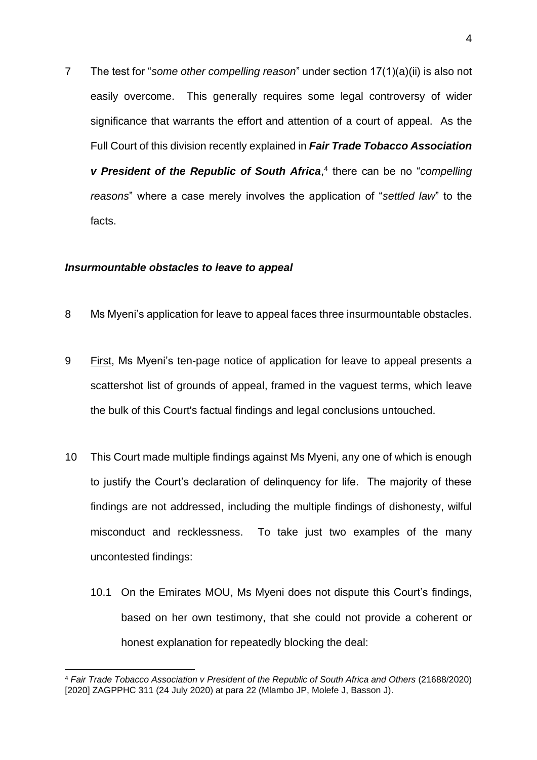7 The test for "*some other compelling reason*" under section 17(1)(a)(ii) is also not easily overcome. This generally requires some legal controversy of wider significance that warrants the effort and attention of a court of appeal. As the Full Court of this division recently explained in ***Fair Trade Tobacco Association v President of the Republic of South Africa***,[4] there can be no "*compelling reasons*" where a case merely involves the application of "*settled law*" to the facts.

### *Insurmountable obstacles to leave to appeal*

8 Ms Myeni's application for leave to appeal faces three insurmountable obstacles.

9 First, Ms Myeni's ten-page notice of application for leave to appeal presents a scattershot list of grounds of appeal, framed in the vaguest terms, which leave the bulk of this Court's factual findings and legal conclusions untouched.

10 This Court made multiple findings against Ms Myeni, any one of which is enough to justify the Court's declaration of delinquency for life. The majority of these findings are not addressed, including the multiple findings of dishonesty, wilful misconduct and recklessness. To take just two examples of the many uncontested findings:

10.1 On the Emirates MOU, Ms Myeni does not dispute this Court's findings, based on her own testimony, that she could not provide a coherent or honest explanation for repeatedly blocking the deal:

---

[4] *Fair Trade Tobacco Association v President of the Republic of South Africa and Others* (21688/2020) [2020] ZAGPPHC 311 (24 July 2020) at para 22 (Mlambo JP, Molefe J, Basson J).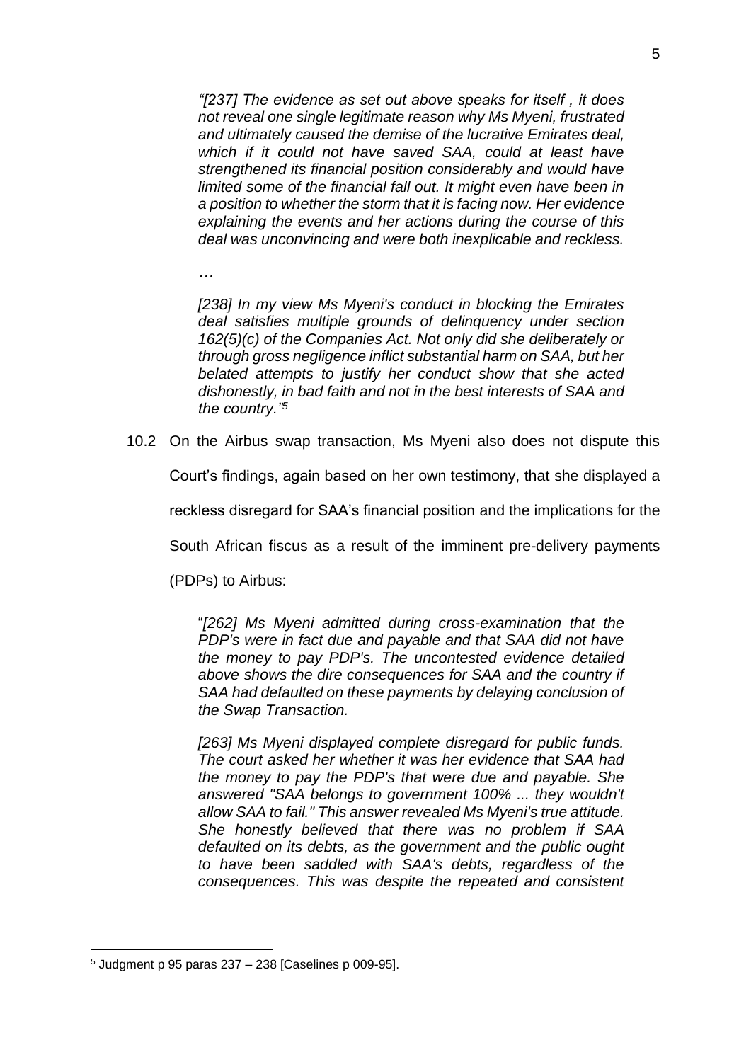*"[237] The evidence as set out above speaks for itself , it does not reveal one single legitimate reason why Ms Myeni, frustrated and ultimately caused the demise of the lucrative Emirates deal, which if it could not have saved SAA, could at least have strengthened its financial position considerably and would have limited some of the financial fall out. It might even have been in a position to whether the storm that it is facing now. Her evidence explaining the events and her actions during the course of this deal was unconvincing and were both inexplicable and reckless.*

*…*

*[238] In my view Ms Myeni's conduct in blocking the Emirates deal satisfies multiple grounds of delinquency under section 162(5)(c) of the Companies Act. Not only did she deliberately or through gross negligence inflict substantial harm on SAA, but her belated attempts to justify her conduct show that she acted dishonestly, in bad faith and not in the best interests of SAA and the country."*[5]

10.2 On the Airbus swap transaction, Ms Myeni also does not dispute this Court's findings, again based on her own testimony, that she displayed a reckless disregard for SAA's financial position and the implications for the South African fiscus as a result of the imminent pre-delivery payments (PDPs) to Airbus:

"*[262] Ms Myeni admitted during cross-examination that the PDP's were in fact due and payable and that SAA did not have the money to pay PDP's. The uncontested evidence detailed above shows the dire consequences for SAA and the country if SAA had defaulted on these payments by delaying conclusion of the Swap Transaction.*

*[263] Ms Myeni displayed complete disregard for public funds. The court asked her whether it was her evidence that SAA had the money to pay the PDP's that were due and payable. She answered "SAA belongs to government 100% ... they wouldn't allow SAA to fail." This answer revealed Ms Myeni's true attitude. She honestly believed that there was no problem if SAA defaulted on its debts, as the government and the public ought to have been saddled with SAA's debts, regardless of the consequences. This was despite the repeated and consistent*

---

[5] Judgment p 95 paras 237 – 238 [Caselines p 009-95].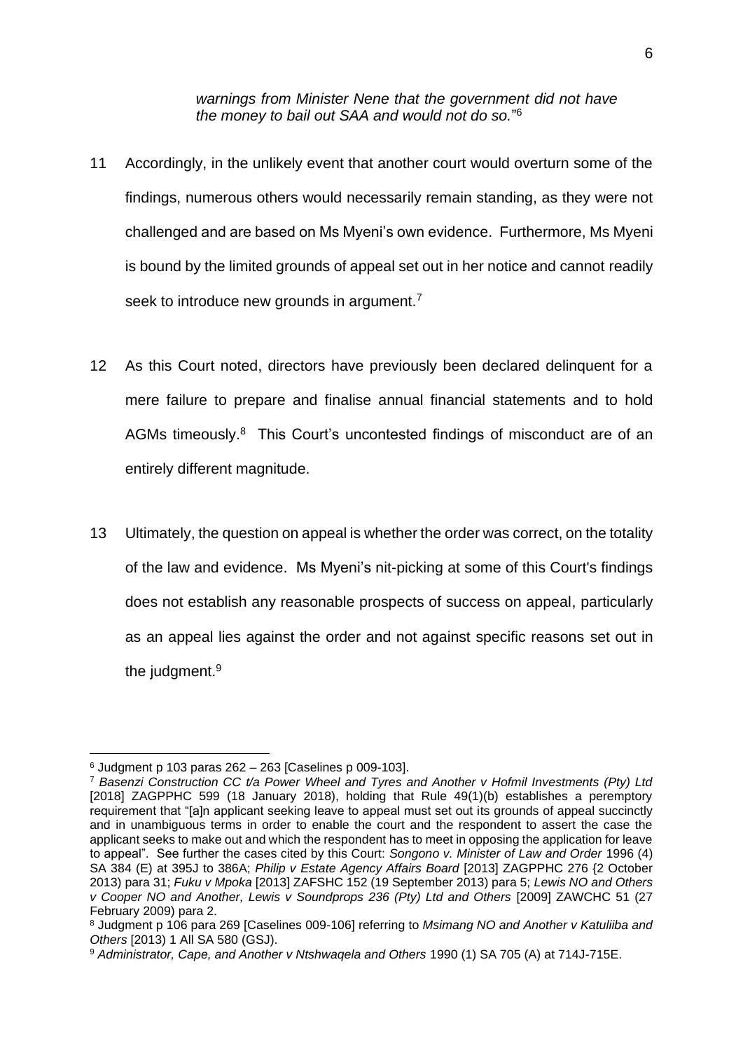*warnings from Minister Nene that the government did not have the money to bail out SAA and would not do so.*"[6]

11 Accordingly, in the unlikely event that another court would overturn some of the findings, numerous others would necessarily remain standing, as they were not challenged and are based on Ms Myeni's own evidence. Furthermore, Ms Myeni is bound by the limited grounds of appeal set out in her notice and cannot readily seek to introduce new grounds in argument.[7]

12 As this Court noted, directors have previously been declared delinquent for a mere failure to prepare and finalise annual financial statements and to hold AGMs timeously.[8] This Court's uncontested findings of misconduct are of an entirely different magnitude.

13 Ultimately, the question on appeal is whether the order was correct, on the totality of the law and evidence. Ms Myeni's nit-picking at some of this Court's findings does not establish any reasonable prospects of success on appeal, particularly as an appeal lies against the order and not against specific reasons set out in the judgment.[9]

---

[6] Judgment p 103 paras 262 – 263 [Caselines p 009-103].

[7] *Basenzi Construction CC t/a Power Wheel and Tyres and Another v Hofmil Investments (Pty) Ltd* [2018] ZAGPPHC 599 (18 January 2018), holding that Rule 49(1)(b) establishes a peremptory requirement that "[a]n applicant seeking leave to appeal must set out its grounds of appeal succinctly and in unambiguous terms in order to enable the court and the respondent to assert the case the applicant seeks to make out and which the respondent has to meet in opposing the application for leave to appeal". See further the cases cited by this Court: *Songono v. Minister of Law and Order* 1996 (4) SA 384 (E) at 395J to 386A; *Philip v Estate Agency Affairs Board* [2013] ZAGPPHC 276 {2 October 2013) para 31; *Fuku v Mpoka* [2013] ZAFSHC 152 (19 September 2013) para 5; *Lewis NO and Others v Cooper NO and Another, Lewis v Soundprops 236 (Pty) Ltd and Others* [2009] ZAWCHC 51 (27 February 2009) para 2.

[8] Judgment p 106 para 269 [Caselines 009-106] referring to *Msimang NO and Another v Katuliiba and Others* [2013) 1 All SA 580 (GSJ).

[9] *Administrator, Cape, and Another v Ntshwaqela and Others* 1990 (1) SA 705 (A) at 714J-715E.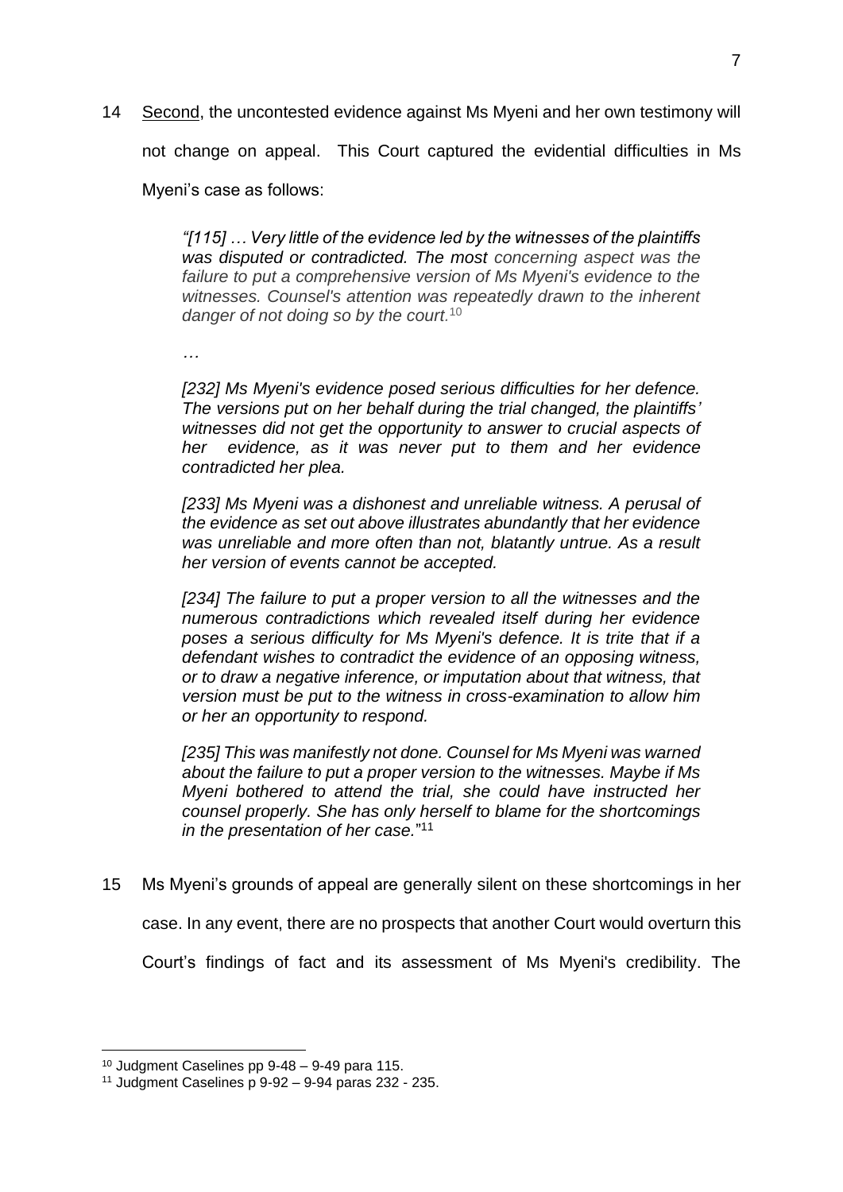14 Second, the uncontested evidence against Ms Myeni and her own testimony will not change on appeal. This Court captured the evidential difficulties in Ms Myeni's case as follows:

> *"[115] … Very little of the evidence led by the witnesses of the plaintiffs was disputed or contradicted. The most concerning aspect was the failure to put a comprehensive version of Ms Myeni's evidence to the witnesses. Counsel's attention was repeatedly drawn to the inherent danger of not doing so by the court.*[10]
>
> *…*
>
> *[232] Ms Myeni's evidence posed serious difficulties for her defence. The versions put on her behalf during the trial changed, the plaintiffs' witnesses did not get the opportunity to answer to crucial aspects of her evidence, as it was never put to them and her evidence contradicted her plea.*
>
> *[233] Ms Myeni was a dishonest and unreliable witness. A perusal of the evidence as set out above illustrates abundantly that her evidence was unreliable and more often than not, blatantly untrue. As a result her version of events cannot be accepted.*
>
> *[234] The failure to put a proper version to all the witnesses and the numerous contradictions which revealed itself during her evidence poses a serious difficulty for Ms Myeni's defence. It is trite that if a defendant wishes to contradict the evidence of an opposing witness, or to draw a negative inference, or imputation about that witness, that version must be put to the witness in cross-examination to allow him or her an opportunity to respond.*
>
> *[235] This was manifestly not done. Counsel for Ms Myeni was warned about the failure to put a proper version to the witnesses. Maybe if Ms Myeni bothered to attend the trial, she could have instructed her counsel properly. She has only herself to blame for the shortcomings in the presentation of her case.*"[11]

15 Ms Myeni's grounds of appeal are generally silent on these shortcomings in her case. In any event, there are no prospects that another Court would overturn this Court's findings of fact and its assessment of Ms Myeni's credibility. The

---

[10] Judgment Caselines pp 9-48 – 9-49 para 115.

[11] Judgment Caselines p 9-92 – 9-94 paras 232 - 235.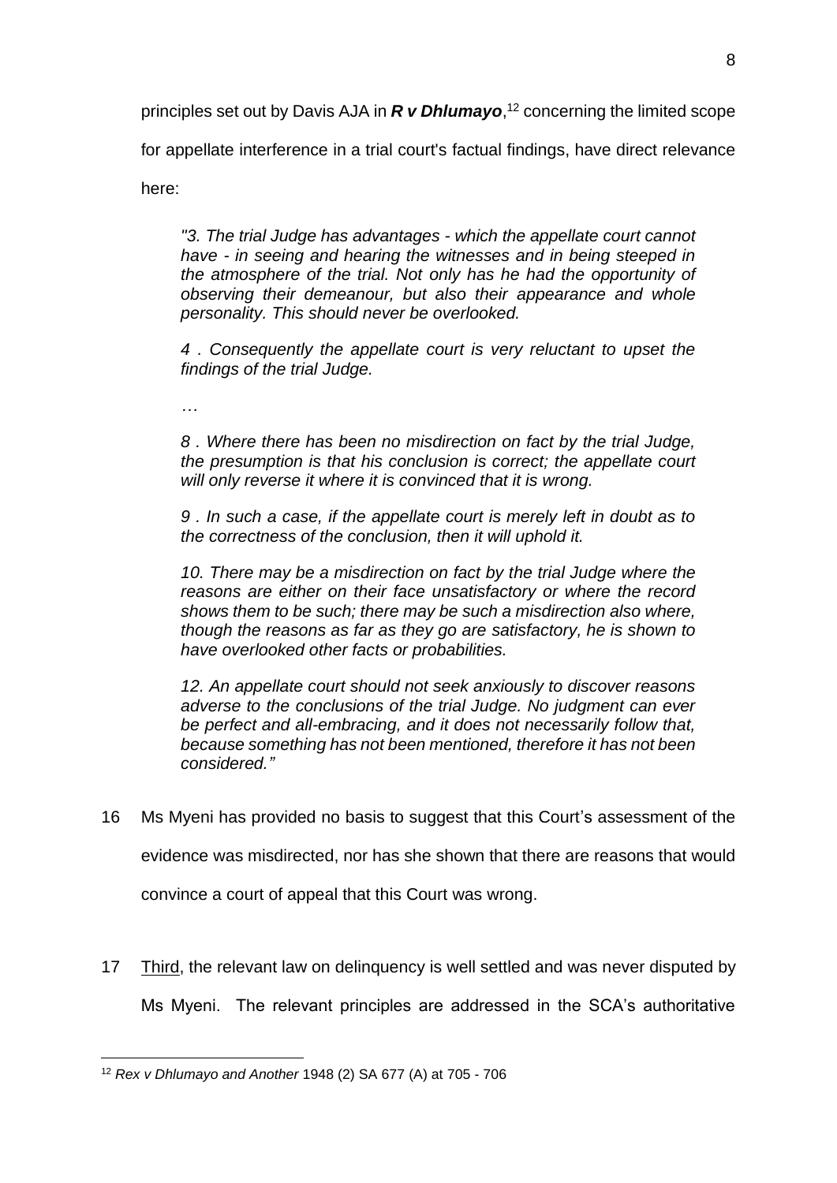principles set out by Davis AJA in ***R v Dhlumayo***,[12] concerning the limited scope for appellate interference in a trial court's factual findings, have direct relevance here:

> *"3. The trial Judge has advantages - which the appellate court cannot have - in seeing and hearing the witnesses and in being steeped in the atmosphere of the trial. Not only has he had the opportunity of observing their demeanour, but also their appearance and whole personality. This should never be overlooked.*
>
> *4 . Consequently the appellate court is very reluctant to upset the findings of the trial Judge.*
>
> *…*
>
> *8 . Where there has been no misdirection on fact by the trial Judge, the presumption is that his conclusion is correct; the appellate court will only reverse it where it is convinced that it is wrong.*
>
> *9 . In such a case, if the appellate court is merely left in doubt as to the correctness of the conclusion, then it will uphold it.*
>
> *10. There may be a misdirection on fact by the trial Judge where the reasons are either on their face unsatisfactory or where the record shows them to be such; there may be such a misdirection also where, though the reasons as far as they go are satisfactory, he is shown to have overlooked other facts or probabilities.*
>
> *12. An appellate court should not seek anxiously to discover reasons adverse to the conclusions of the trial Judge. No judgment can ever be perfect and all-embracing, and it does not necessarily follow that, because something has not been mentioned, therefore it has not been considered."*

16 Ms Myeni has provided no basis to suggest that this Court's assessment of the evidence was misdirected, nor has she shown that there are reasons that would convince a court of appeal that this Court was wrong.

17 Third, the relevant law on delinquency is well settled and was never disputed by Ms Myeni. The relevant principles are addressed in the SCA's authoritative

---

[12] *Rex v Dhlumayo and Another* 1948 (2) SA 677 (A) at 705 - 706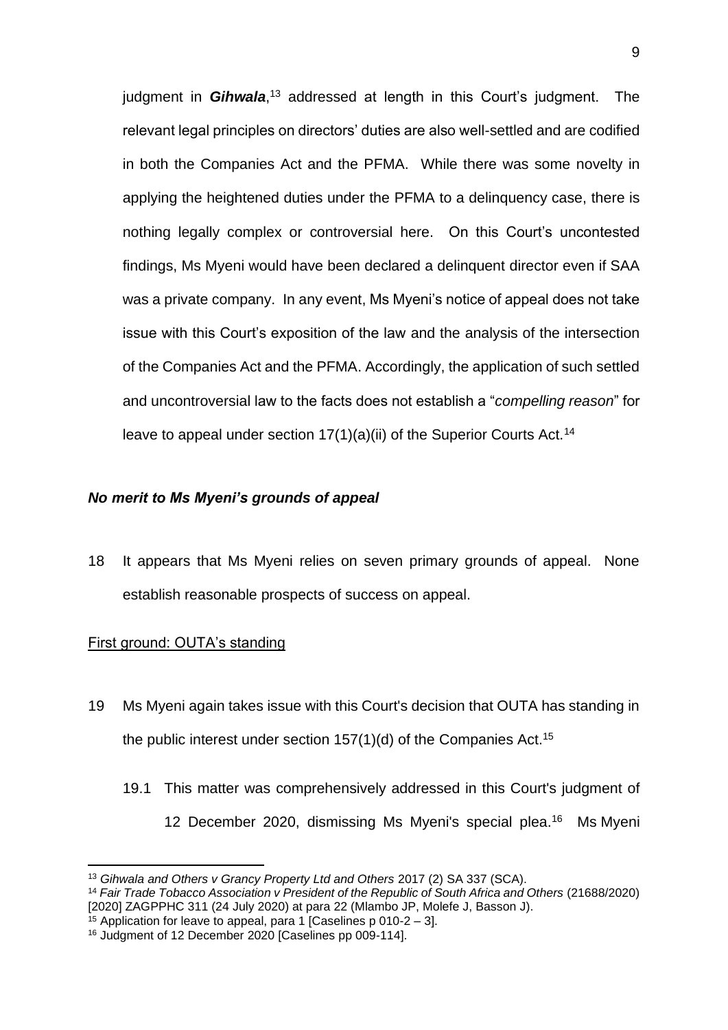judgment in ***Gihwala***,[13] addressed at length in this Court's judgment. The relevant legal principles on directors' duties are also well-settled and are codified in both the Companies Act and the PFMA. While there was some novelty in applying the heightened duties under the PFMA to a delinquency case, there is nothing legally complex or controversial here. On this Court's uncontested findings, Ms Myeni would have been declared a delinquent director even if SAA was a private company. In any event, Ms Myeni's notice of appeal does not take issue with this Court's exposition of the law and the analysis of the intersection of the Companies Act and the PFMA. Accordingly, the application of such settled and uncontroversial law to the facts does not establish a "*compelling reason*" for leave to appeal under section 17(1)(a)(ii) of the Superior Courts Act.[14]

### *No merit to Ms Myeni's grounds of appeal*

18 It appears that Ms Myeni relies on seven primary grounds of appeal. None establish reasonable prospects of success on appeal.

#### First ground: OUTA's standing

19 Ms Myeni again takes issue with this Court's decision that OUTA has standing in the public interest under section 157(1)(d) of the Companies Act.[15]

19.1 This matter was comprehensively addressed in this Court's judgment of 12 December 2020, dismissing Ms Myeni's special plea.[16] Ms Myeni

---

[13] *Gihwala and Others v Grancy Property Ltd and Others* 2017 (2) SA 337 (SCA).

[14] *Fair Trade Tobacco Association v President of the Republic of South Africa and Others* (21688/2020) [2020] ZAGPPHC 311 (24 July 2020) at para 22 (Mlambo JP, Molefe J, Basson J).

[15] Application for leave to appeal, para 1 [Caselines p 010-2 – 3].

[16] Judgment of 12 December 2020 [Caselines pp 009-114].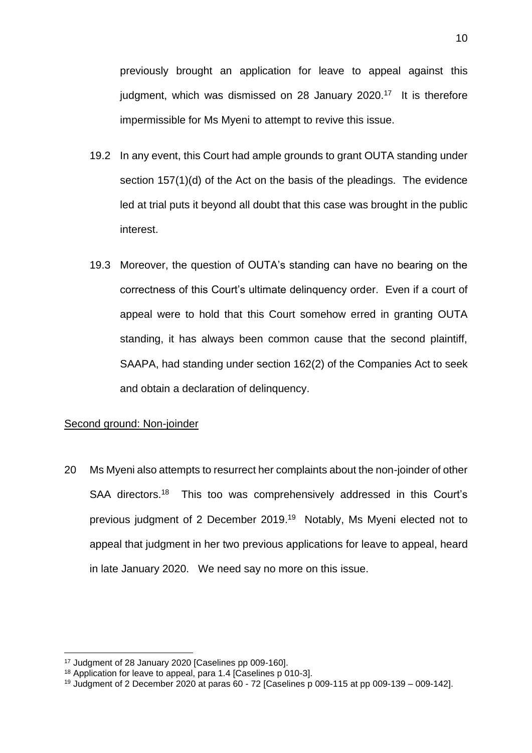previously brought an application for leave to appeal against this judgment, which was dismissed on 28 January 2020.[17] It is therefore impermissible for Ms Myeni to attempt to revive this issue.

19.2 In any event, this Court had ample grounds to grant OUTA standing under section 157(1)(d) of the Act on the basis of the pleadings. The evidence led at trial puts it beyond all doubt that this case was brought in the public interest.

19.3 Moreover, the question of OUTA's standing can have no bearing on the correctness of this Court's ultimate delinquency order. Even if a court of appeal were to hold that this Court somehow erred in granting OUTA standing, it has always been common cause that the second plaintiff, SAAPA, had standing under section 162(2) of the Companies Act to seek and obtain a declaration of delinquency.

<u>Second ground: Non-joinder</u>

20 Ms Myeni also attempts to resurrect her complaints about the non-joinder of other SAA directors.[18] This too was comprehensively addressed in this Court's previous judgment of 2 December 2019.[19] Notably, Ms Myeni elected not to appeal that judgment in her two previous applications for leave to appeal, heard in late January 2020. We need say no more on this issue.

---

[17] Judgment of 28 January 2020 [Caselines pp 009-160].

[18] Application for leave to appeal, para 1.4 [Caselines p 010-3].

[19] Judgment of 2 December 2020 at paras 60 - 72 [Caselines p 009-115 at pp 009-139 – 009-142].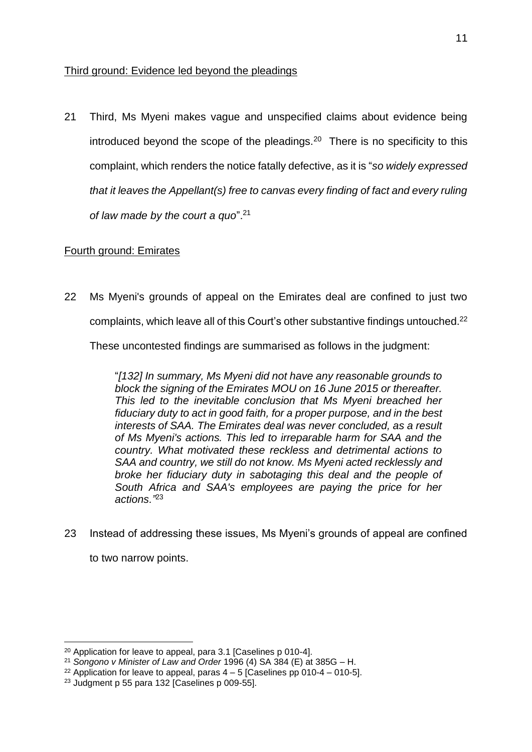Third ground: Evidence led beyond the pleadings

21 Third, Ms Myeni makes vague and unspecified claims about evidence being introduced beyond the scope of the pleadings.[20] There is no specificity to this complaint, which renders the notice fatally defective, as it is "*so widely expressed that it leaves the Appellant(s) free to canvas every finding of fact and every ruling of law made by the court a quo*".[21]

Fourth ground: Emirates

22 Ms Myeni's grounds of appeal on the Emirates deal are confined to just two complaints, which leave all of this Court's other substantive findings untouched.[22] These uncontested findings are summarised as follows in the judgment:

> "*[132] In summary, Ms Myeni did not have any reasonable grounds to block the signing of the Emirates MOU on 16 June 2015 or thereafter. This led to the inevitable conclusion that Ms Myeni breached her fiduciary duty to act in good faith, for a proper purpose, and in the best interests of SAA. The Emirates deal was never concluded, as a result of Ms Myeni's actions. This led to irreparable harm for SAA and the country. What motivated these reckless and detrimental actions to SAA and country, we still do not know. Ms Myeni acted recklessly and broke her fiduciary duty in sabotaging this deal and the people of South Africa and SAA's employees are paying the price for her actions."*[23]

23 Instead of addressing these issues, Ms Myeni's grounds of appeal are confined to two narrow points.

---

[20] Application for leave to appeal, para 3.1 [Caselines p 010-4].

[21] *Songono v Minister of Law and Order* 1996 (4) SA 384 (E) at 385G – H.

[22] Application for leave to appeal, paras 4 – 5 [Caselines pp 010-4 – 010-5].

[23] Judgment p 55 para 132 [Caselines p 009-55].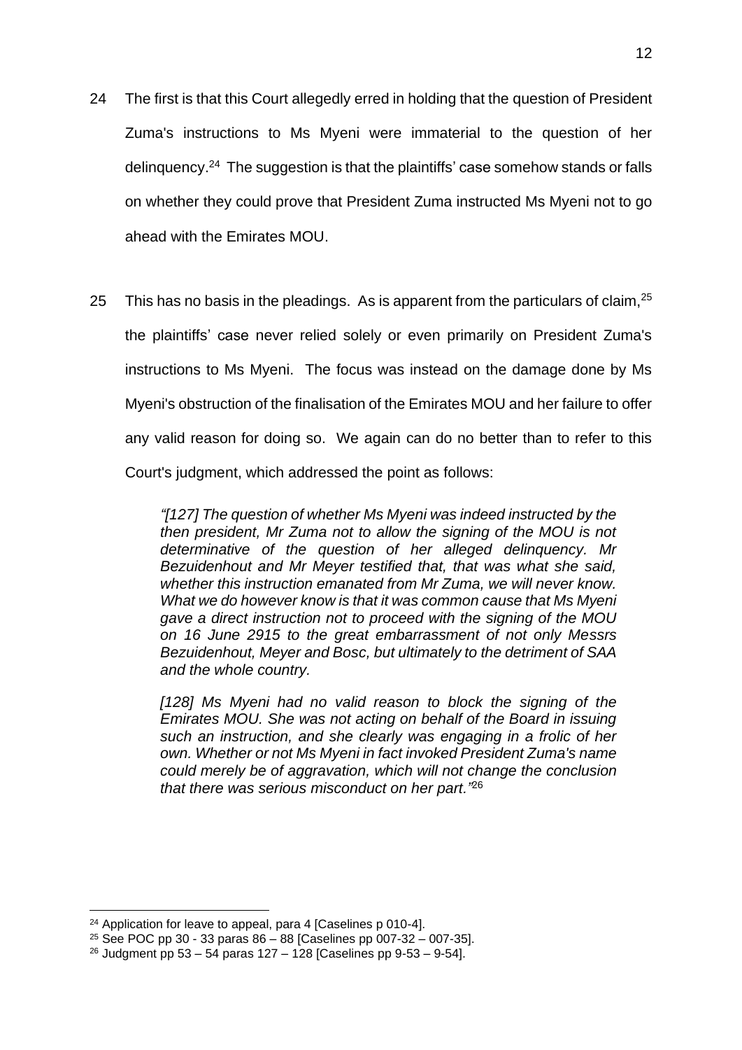24 The first is that this Court allegedly erred in holding that the question of President Zuma's instructions to Ms Myeni were immaterial to the question of her delinquency.[24] The suggestion is that the plaintiffs' case somehow stands or falls on whether they could prove that President Zuma instructed Ms Myeni not to go ahead with the Emirates MOU.

25 This has no basis in the pleadings. As is apparent from the particulars of claim,[25] the plaintiffs' case never relied solely or even primarily on President Zuma's instructions to Ms Myeni. The focus was instead on the damage done by Ms Myeni's obstruction of the finalisation of the Emirates MOU and her failure to offer any valid reason for doing so. We again can do no better than to refer to this Court's judgment, which addressed the point as follows:

> *"[127] The question of whether Ms Myeni was indeed instructed by the then president, Mr Zuma not to allow the signing of the MOU is not determinative of the question of her alleged delinquency. Mr Bezuidenhout and Mr Meyer testified that, that was what she said, whether this instruction emanated from Mr Zuma, we will never know. What we do however know is that it was common cause that Ms Myeni gave a direct instruction not to proceed with the signing of the MOU on 16 June 2915 to the great embarrassment of not only Messrs Bezuidenhout, Meyer and Bosc, but ultimately to the detriment of SAA and the whole country.*
>
> *[128] Ms Myeni had no valid reason to block the signing of the Emirates MOU. She was not acting on behalf of the Board in issuing such an instruction, and she clearly was engaging in a frolic of her own. Whether or not Ms Myeni in fact invoked President Zuma's name could merely be of aggravation, which will not change the conclusion that there was serious misconduct on her part."*[26]

---

[24] Application for leave to appeal, para 4 [Caselines p 010-4].

[25] See POC pp 30 - 33 paras 86 – 88 [Caselines pp 007-32 – 007-35].

[26] Judgment pp 53 – 54 paras 127 – 128 [Caselines pp 9-53 – 9-54].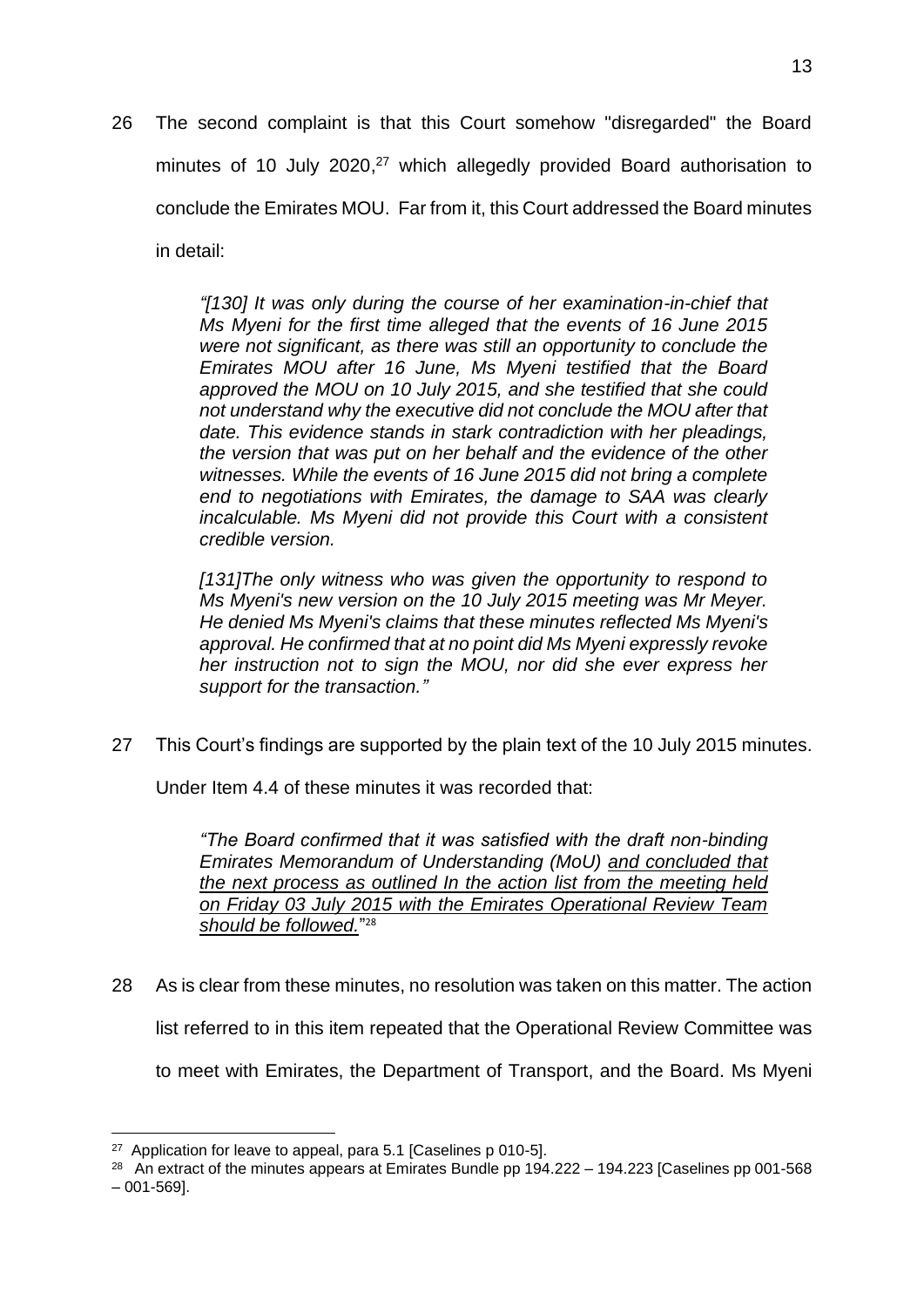26 The second complaint is that this Court somehow "disregarded" the Board minutes of 10 July 2020,[27] which allegedly provided Board authorisation to conclude the Emirates MOU. Far from it, this Court addressed the Board minutes in detail:

> *"[130] It was only during the course of her examination-in-chief that Ms Myeni for the first time alleged that the events of 16 June 2015 were not significant, as there was still an opportunity to conclude the Emirates MOU after 16 June, Ms Myeni testified that the Board approved the MOU on 10 July 2015, and she testified that she could not understand why the executive did not conclude the MOU after that date. This evidence stands in stark contradiction with her pleadings, the version that was put on her behalf and the evidence of the other witnesses. While the events of 16 June 2015 did not bring a complete end to negotiations with Emirates, the damage to SAA was clearly incalculable. Ms Myeni did not provide this Court with a consistent credible version.*
>
> *[131]The only witness who was given the opportunity to respond to Ms Myeni's new version on the 10 July 2015 meeting was Mr Meyer. He denied Ms Myeni's claims that these minutes reflected Ms Myeni's approval. He confirmed that at no point did Ms Myeni expressly revoke her instruction not to sign the MOU, nor did she ever express her support for the transaction."*

27 This Court's findings are supported by the plain text of the 10 July 2015 minutes. Under Item 4.4 of these minutes it was recorded that:

> *"The Board confirmed that it was satisfied with the draft non-binding Emirates Memorandum of Understanding (MoU) <u>and concluded that the next process as outlined In the action list from the meeting held on Friday 03 July 2015 with the Emirates Operational Review Team should be followed.</u>"*[28]

28 As is clear from these minutes, no resolution was taken on this matter. The action list referred to in this item repeated that the Operational Review Committee was to meet with Emirates, the Department of Transport, and the Board. Ms Myeni

---

[27] Application for leave to appeal, para 5.1 [Caselines p 010-5].

[28] An extract of the minutes appears at Emirates Bundle pp 194.222 – 194.223 [Caselines pp 001-568 – 001-569].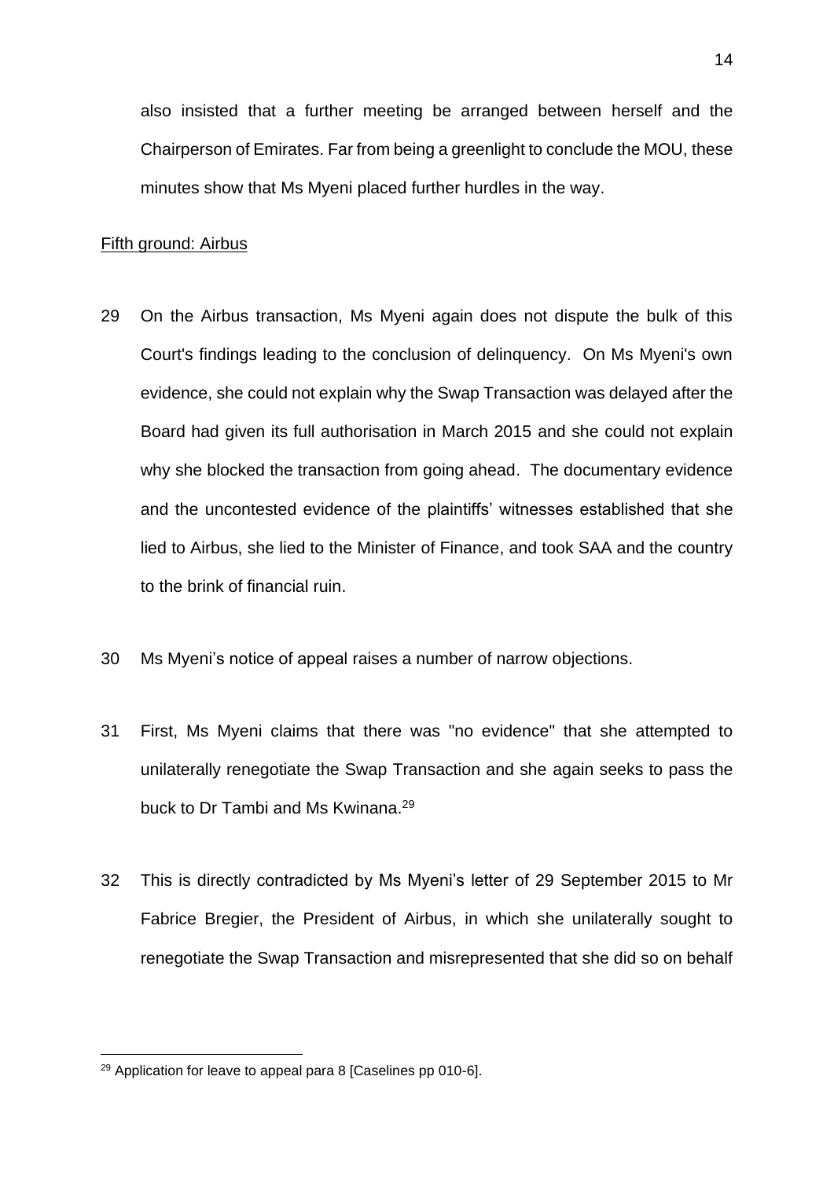also insisted that a further meeting be arranged between herself and the Chairperson of Emirates. Far from being a greenlight to conclude the MOU, these minutes show that Ms Myeni placed further hurdles in the way.

<u>Fifth ground: Airbus</u>

29 On the Airbus transaction, Ms Myeni again does not dispute the bulk of this Court's findings leading to the conclusion of delinquency. On Ms Myeni's own evidence, she could not explain why the Swap Transaction was delayed after the Board had given its full authorisation in March 2015 and she could not explain why she blocked the transaction from going ahead. The documentary evidence and the uncontested evidence of the plaintiffs' witnesses established that she lied to Airbus, she lied to the Minister of Finance, and took SAA and the country to the brink of financial ruin.

30 Ms Myeni's notice of appeal raises a number of narrow objections.

31 First, Ms Myeni claims that there was "no evidence" that she attempted to unilaterally renegotiate the Swap Transaction and she again seeks to pass the buck to Dr Tambi and Ms Kwinana.[29]

32 This is directly contradicted by Ms Myeni's letter of 29 September 2015 to Mr Fabrice Bregier, the President of Airbus, in which she unilaterally sought to renegotiate the Swap Transaction and misrepresented that she did so on behalf

[29] Application for leave to appeal para 8 [Caselines pp 010-6].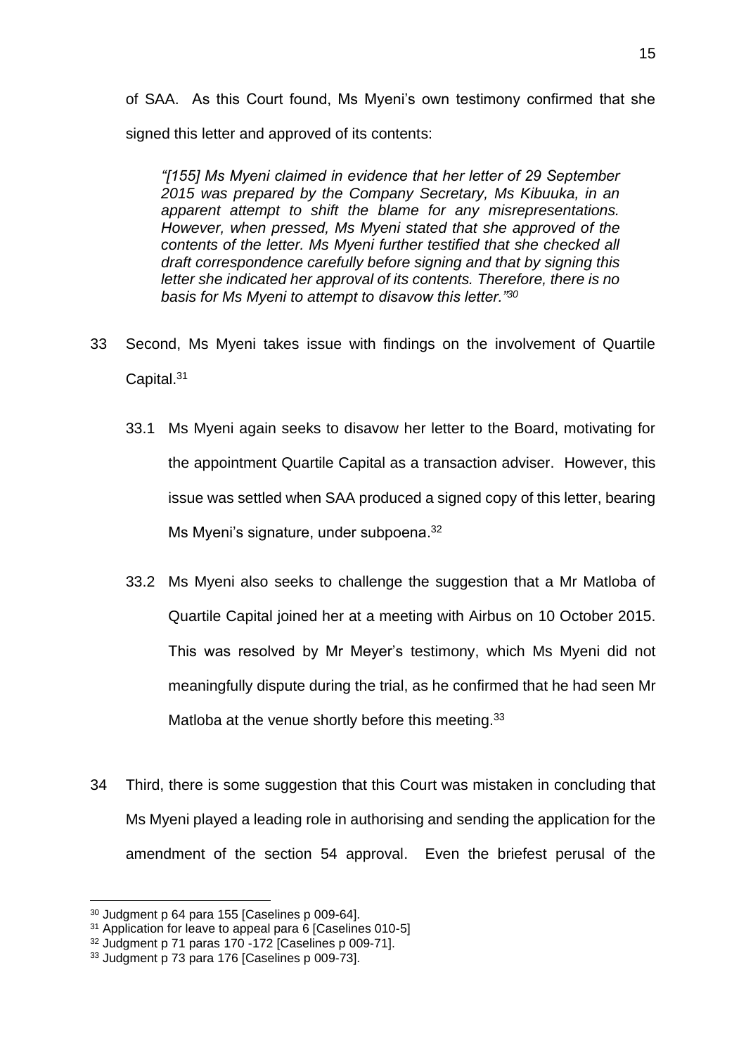of SAA. As this Court found, Ms Myeni's own testimony confirmed that she signed this letter and approved of its contents:

> *"[155] Ms Myeni claimed in evidence that her letter of 29 September 2015 was prepared by the Company Secretary, Ms Kibuuka, in an apparent attempt to shift the blame for any misrepresentations. However, when pressed, Ms Myeni stated that she approved of the contents of the letter. Ms Myeni further testified that she checked all draft correspondence carefully before signing and that by signing this letter she indicated her approval of its contents. Therefore, there is no basis for Ms Myeni to attempt to disavow this letter."*[30]

33 Second, Ms Myeni takes issue with findings on the involvement of Quartile Capital.[31]

33.1 Ms Myeni again seeks to disavow her letter to the Board, motivating for the appointment Quartile Capital as a transaction adviser. However, this issue was settled when SAA produced a signed copy of this letter, bearing Ms Myeni's signature, under subpoena.[32]

33.2 Ms Myeni also seeks to challenge the suggestion that a Mr Matloba of Quartile Capital joined her at a meeting with Airbus on 10 October 2015. This was resolved by Mr Meyer's testimony, which Ms Myeni did not meaningfully dispute during the trial, as he confirmed that he had seen Mr Matloba at the venue shortly before this meeting.[33]

34 Third, there is some suggestion that this Court was mistaken in concluding that Ms Myeni played a leading role in authorising and sending the application for the amendment of the section 54 approval. Even the briefest perusal of the

---

[30] Judgment p 64 para 155 [Caselines p 009-64].

[31] Application for leave to appeal para 6 [Caselines 010-5]

[32] Judgment p 71 paras 170 -172 [Caselines p 009-71].

[33] Judgment p 73 para 176 [Caselines p 009-73].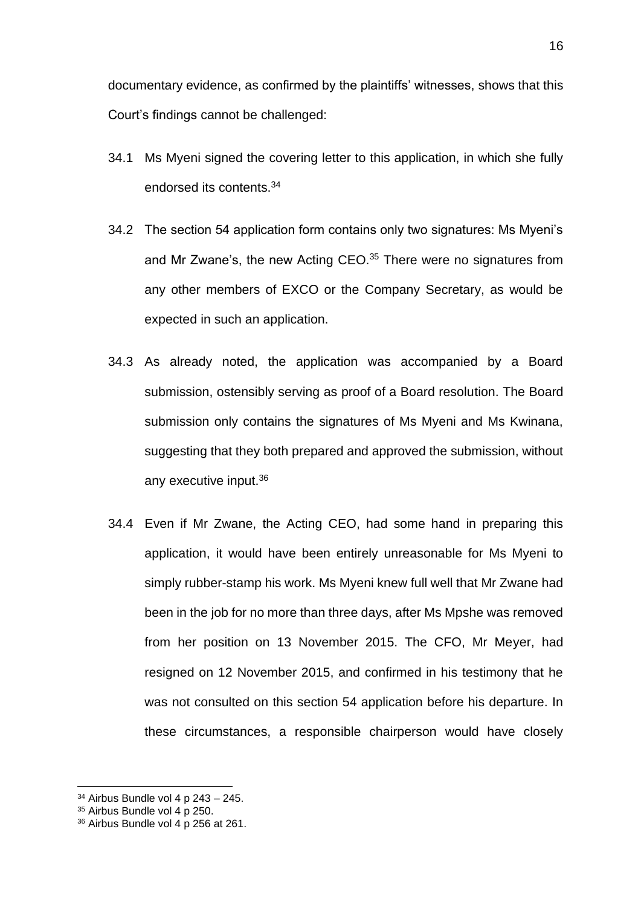documentary evidence, as confirmed by the plaintiffs' witnesses, shows that this Court's findings cannot be challenged:

34.1 Ms Myeni signed the covering letter to this application, in which she fully endorsed its contents.[34]

34.2 The section 54 application form contains only two signatures: Ms Myeni's and Mr Zwane's, the new Acting CEO.[35] There were no signatures from any other members of EXCO or the Company Secretary, as would be expected in such an application.

34.3 As already noted, the application was accompanied by a Board submission, ostensibly serving as proof of a Board resolution. The Board submission only contains the signatures of Ms Myeni and Ms Kwinana, suggesting that they both prepared and approved the submission, without any executive input.[36]

34.4 Even if Mr Zwane, the Acting CEO, had some hand in preparing this application, it would have been entirely unreasonable for Ms Myeni to simply rubber-stamp his work. Ms Myeni knew full well that Mr Zwane had been in the job for no more than three days, after Ms Mpshe was removed from her position on 13 November 2015. The CFO, Mr Meyer, had resigned on 12 November 2015, and confirmed in his testimony that he was not consulted on this section 54 application before his departure. In these circumstances, a responsible chairperson would have closely

[34] Airbus Bundle vol 4 p 243 – 245.

[35] Airbus Bundle vol 4 p 250.

[36] Airbus Bundle vol 4 p 256 at 261.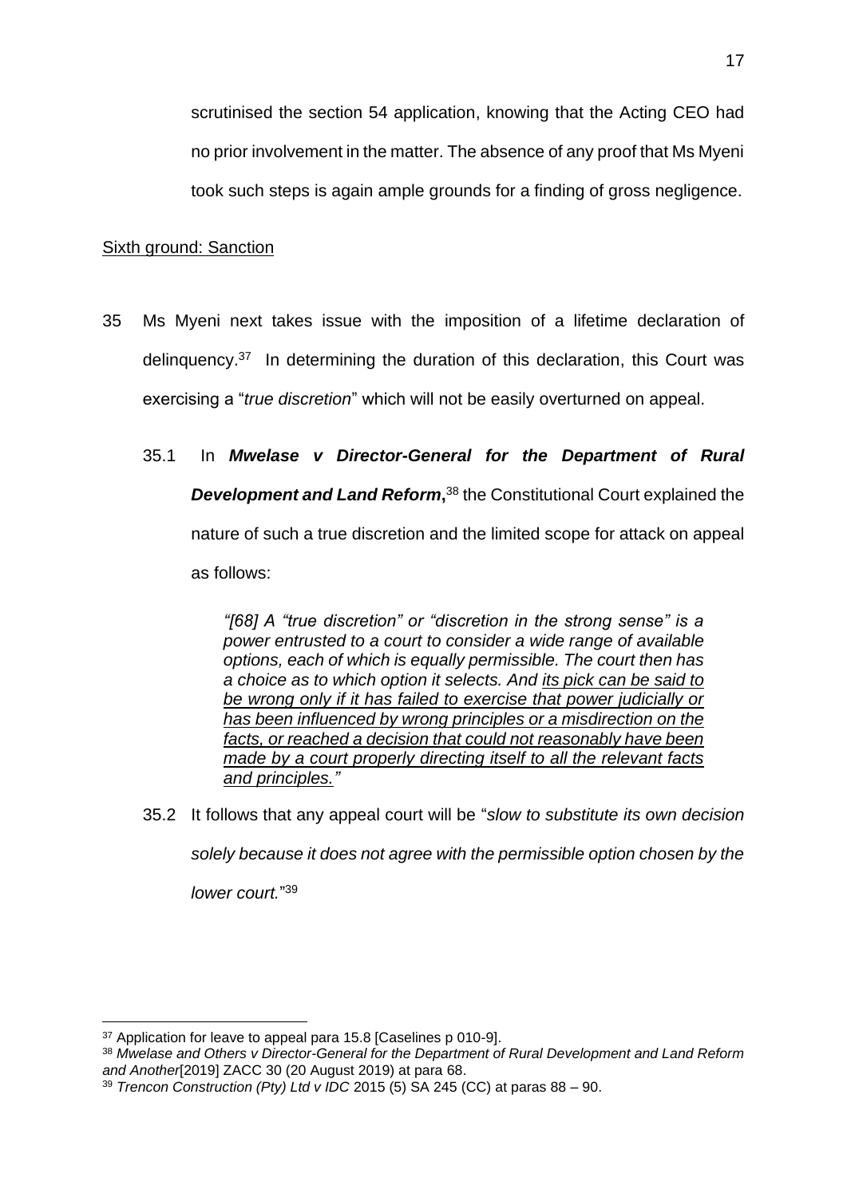scrutinised the section 54 application, knowing that the Acting CEO had no prior involvement in the matter. The absence of any proof that Ms Myeni took such steps is again ample grounds for a finding of gross negligence.

<u>Sixth ground: Sanction</u>

35 Ms Myeni next takes issue with the imposition of a lifetime declaration of delinquency.[37] In determining the duration of this declaration, this Court was exercising a "*true discretion*" which will not be easily overturned on appeal.

35.1 In ***Mwelase v Director-General for the Department of Rural Development and Land Reform*****,**[38] the Constitutional Court explained the nature of such a true discretion and the limited scope for attack on appeal as follows:

> *"[68] A "true discretion" or "discretion in the strong sense" is a power entrusted to a court to consider a wide range of available options, each of which is equally permissible. The court then has a choice as to which option it selects. And <u>its pick can be said to be wrong only if it has failed to exercise that power judicially or has been influenced by wrong principles or a misdirection on the facts, or reached a decision that could not reasonably have been made by a court properly directing itself to all the relevant facts and principles."</u>*

35.2 It follows that any appeal court will be "*slow to substitute its own decision solely because it does not agree with the permissible option chosen by the lower court.*"[39]

---

[37] Application for leave to appeal para 15.8 [Caselines p 010-9].

[38] *Mwelase and Others v Director-General for the Department of Rural Development and Land Reform and Another*[2019] ZACC 30 (20 August 2019) at para 68.

[39] *Trencon Construction (Pty) Ltd v IDC* 2015 (5) SA 245 (CC) at paras 88 – 90.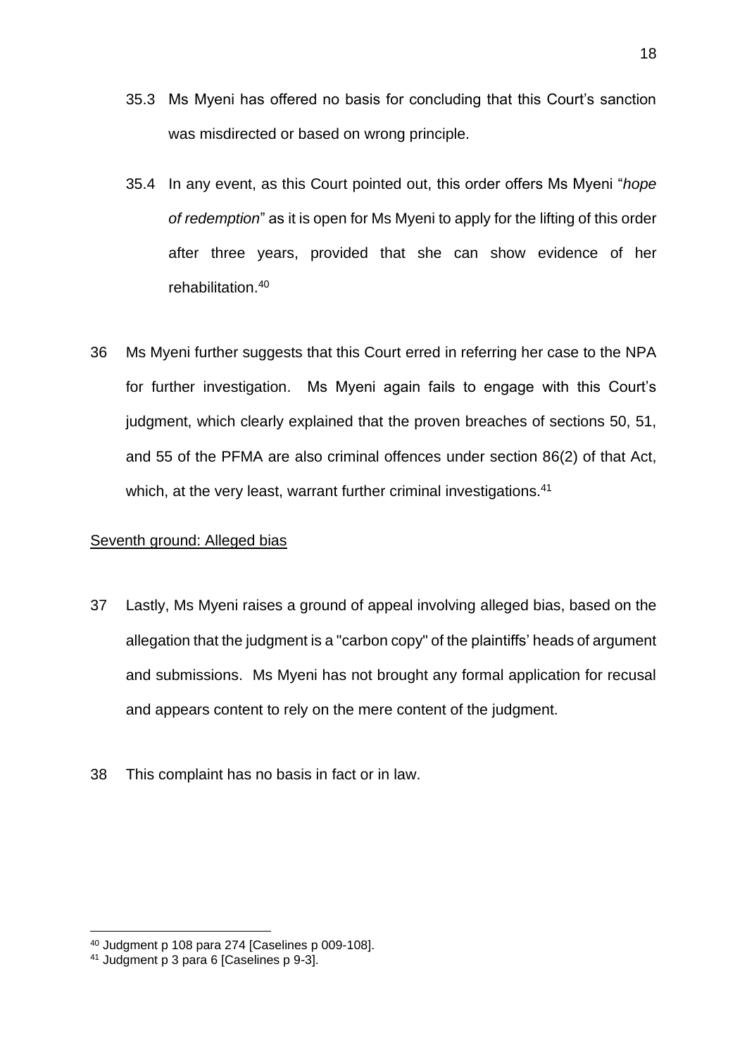35.3 Ms Myeni has offered no basis for concluding that this Court's sanction was misdirected or based on wrong principle.

35.4 In any event, as this Court pointed out, this order offers Ms Myeni "*hope of redemption*" as it is open for Ms Myeni to apply for the lifting of this order after three years, provided that she can show evidence of her rehabilitation.[40]

36 Ms Myeni further suggests that this Court erred in referring her case to the NPA for further investigation. Ms Myeni again fails to engage with this Court's judgment, which clearly explained that the proven breaches of sections 50, 51, and 55 of the PFMA are also criminal offences under section 86(2) of that Act, which, at the very least, warrant further criminal investigations.[41]

<u>Seventh ground: Alleged bias</u>

37 Lastly, Ms Myeni raises a ground of appeal involving alleged bias, based on the allegation that the judgment is a "carbon copy" of the plaintiffs' heads of argument and submissions. Ms Myeni has not brought any formal application for recusal and appears content to rely on the mere content of the judgment.

38 This complaint has no basis in fact or in law.

---

[40] Judgment p 108 para 274 [Caselines p 009-108].

[41] Judgment p 3 para 6 [Caselines p 9-3].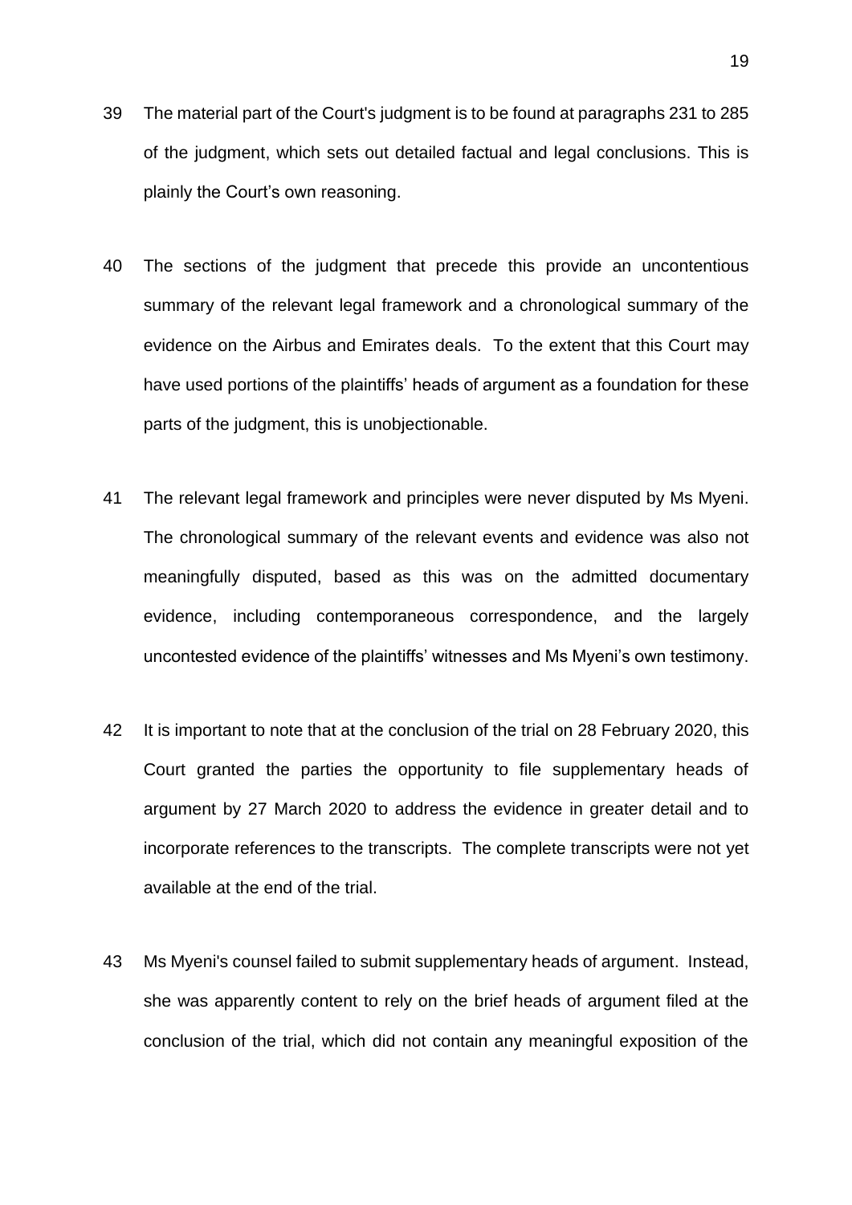39 The material part of the Court's judgment is to be found at paragraphs 231 to 285 of the judgment, which sets out detailed factual and legal conclusions. This is plainly the Court's own reasoning.

40 The sections of the judgment that precede this provide an uncontentious summary of the relevant legal framework and a chronological summary of the evidence on the Airbus and Emirates deals. To the extent that this Court may have used portions of the plaintiffs' heads of argument as a foundation for these parts of the judgment, this is unobjectionable.

41 The relevant legal framework and principles were never disputed by Ms Myeni. The chronological summary of the relevant events and evidence was also not meaningfully disputed, based as this was on the admitted documentary evidence, including contemporaneous correspondence, and the largely uncontested evidence of the plaintiffs' witnesses and Ms Myeni's own testimony.

42 It is important to note that at the conclusion of the trial on 28 February 2020, this Court granted the parties the opportunity to file supplementary heads of argument by 27 March 2020 to address the evidence in greater detail and to incorporate references to the transcripts. The complete transcripts were not yet available at the end of the trial.

43 Ms Myeni's counsel failed to submit supplementary heads of argument. Instead, she was apparently content to rely on the brief heads of argument filed at the conclusion of the trial, which did not contain any meaningful exposition of the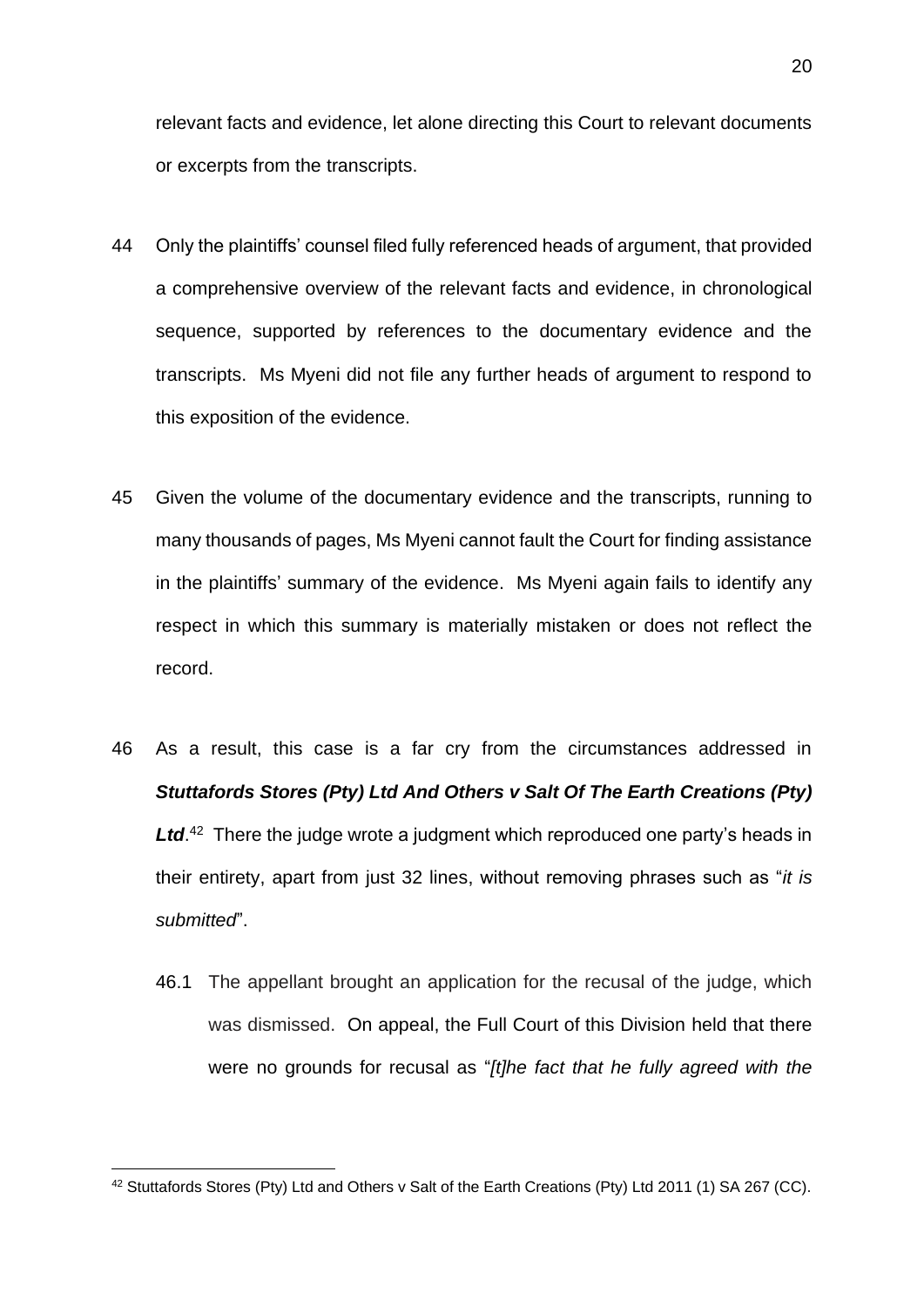relevant facts and evidence, let alone directing this Court to relevant documents or excerpts from the transcripts.

44 Only the plaintiffs' counsel filed fully referenced heads of argument, that provided a comprehensive overview of the relevant facts and evidence, in chronological sequence, supported by references to the documentary evidence and the transcripts. Ms Myeni did not file any further heads of argument to respond to this exposition of the evidence.

45 Given the volume of the documentary evidence and the transcripts, running to many thousands of pages, Ms Myeni cannot fault the Court for finding assistance in the plaintiffs' summary of the evidence. Ms Myeni again fails to identify any respect in which this summary is materially mistaken or does not reflect the record.

46 As a result, this case is a far cry from the circumstances addressed in ***Stuttafords Stores (Pty) Ltd And Others v Salt Of The Earth Creations (Pty) Ltd***.[42] There the judge wrote a judgment which reproduced one party's heads in their entirety, apart from just 32 lines, without removing phrases such as "*it is submitted*".

46.1 The appellant brought an application for the recusal of the judge, which was dismissed. On appeal, the Full Court of this Division held that there were no grounds for recusal as "*[t]he fact that he fully agreed with the*

---

[42] Stuttafords Stores (Pty) Ltd and Others v Salt of the Earth Creations (Pty) Ltd 2011 (1) SA 267 (CC).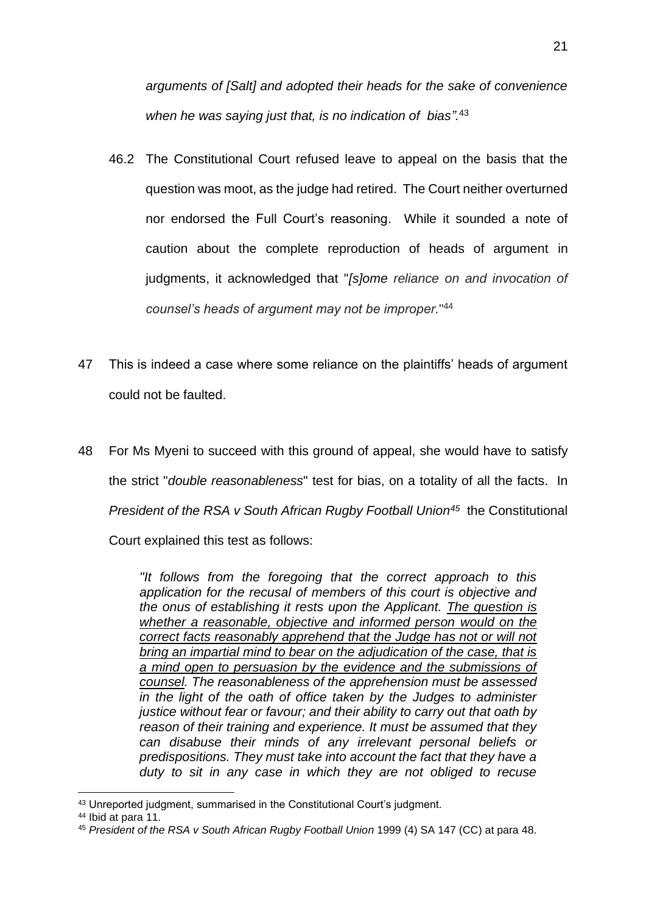*arguments of [Salt] and adopted their heads for the sake of convenience when he was saying just that, is no indication of bias".*[43]

46.2 The Constitutional Court refused leave to appeal on the basis that the question was moot, as the judge had retired. The Court neither overturned nor endorsed the Full Court's reasoning. While it sounded a note of caution about the complete reproduction of heads of argument in judgments, it acknowledged that "*[s]ome reliance on and invocation of counsel's heads of argument may not be improper.*"[44]

47 This is indeed a case where some reliance on the plaintiffs' heads of argument could not be faulted.

48 For Ms Myeni to succeed with this ground of appeal, she would have to satisfy the strict "*double reasonableness*" test for bias, on a totality of all the facts. In *President of the RSA v South African Rugby Football Union*[45] the Constitutional Court explained this test as follows:

> *"It follows from the foregoing that the correct approach to this application for the recusal of members of this court is objective and the onus of establishing it rests upon the Applicant. <u>The question is whether a reasonable, objective and informed person would on the correct facts reasonably apprehend that the Judge has not or will not bring an impartial mind to bear on the adjudication of the case, that is a mind open to persuasion by the evidence and the submissions of counsel</u>. The reasonableness of the apprehension must be assessed in the light of the oath of office taken by the Judges to administer justice without fear or favour; and their ability to carry out that oath by reason of their training and experience. It must be assumed that they can disabuse their minds of any irrelevant personal beliefs or predispositions. They must take into account the fact that they have a duty to sit in any case in which they are not obliged to recuse*

---

[43] Unreported judgment, summarised in the Constitutional Court's judgment.

[44] Ibid at para 11.

[45] *President of the RSA v South African Rugby Football Union* 1999 (4) SA 147 (CC) at para 48.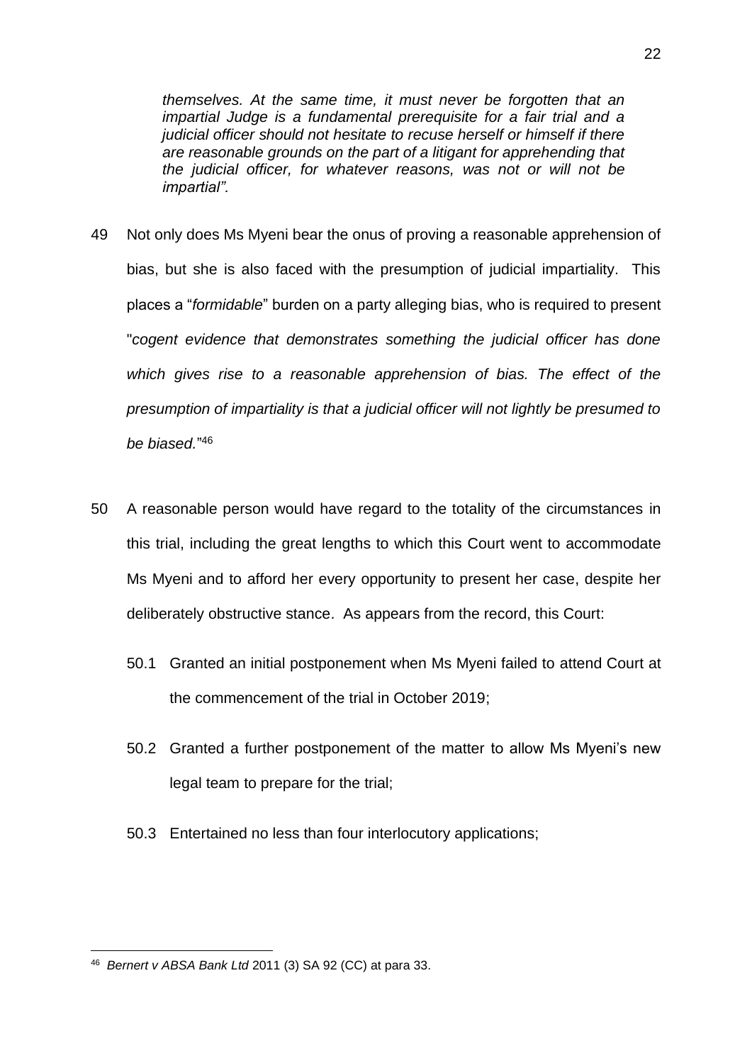*themselves. At the same time, it must never be forgotten that an impartial Judge is a fundamental prerequisite for a fair trial and a judicial officer should not hesitate to recuse herself or himself if there are reasonable grounds on the part of a litigant for apprehending that the judicial officer, for whatever reasons, was not or will not be impartial".*

49 Not only does Ms Myeni bear the onus of proving a reasonable apprehension of bias, but she is also faced with the presumption of judicial impartiality. This places a "*formidable*" burden on a party alleging bias, who is required to present "*cogent evidence that demonstrates something the judicial officer has done which gives rise to a reasonable apprehension of bias. The effect of the presumption of impartiality is that a judicial officer will not lightly be presumed to be biased.*"[46]

50 A reasonable person would have regard to the totality of the circumstances in this trial, including the great lengths to which this Court went to accommodate Ms Myeni and to afford her every opportunity to present her case, despite her deliberately obstructive stance. As appears from the record, this Court:

50.1 Granted an initial postponement when Ms Myeni failed to attend Court at the commencement of the trial in October 2019;

50.2 Granted a further postponement of the matter to allow Ms Myeni's new legal team to prepare for the trial;

50.3 Entertained no less than four interlocutory applications;

[46] *Bernert v ABSA Bank Ltd* 2011 (3) SA 92 (CC) at para 33.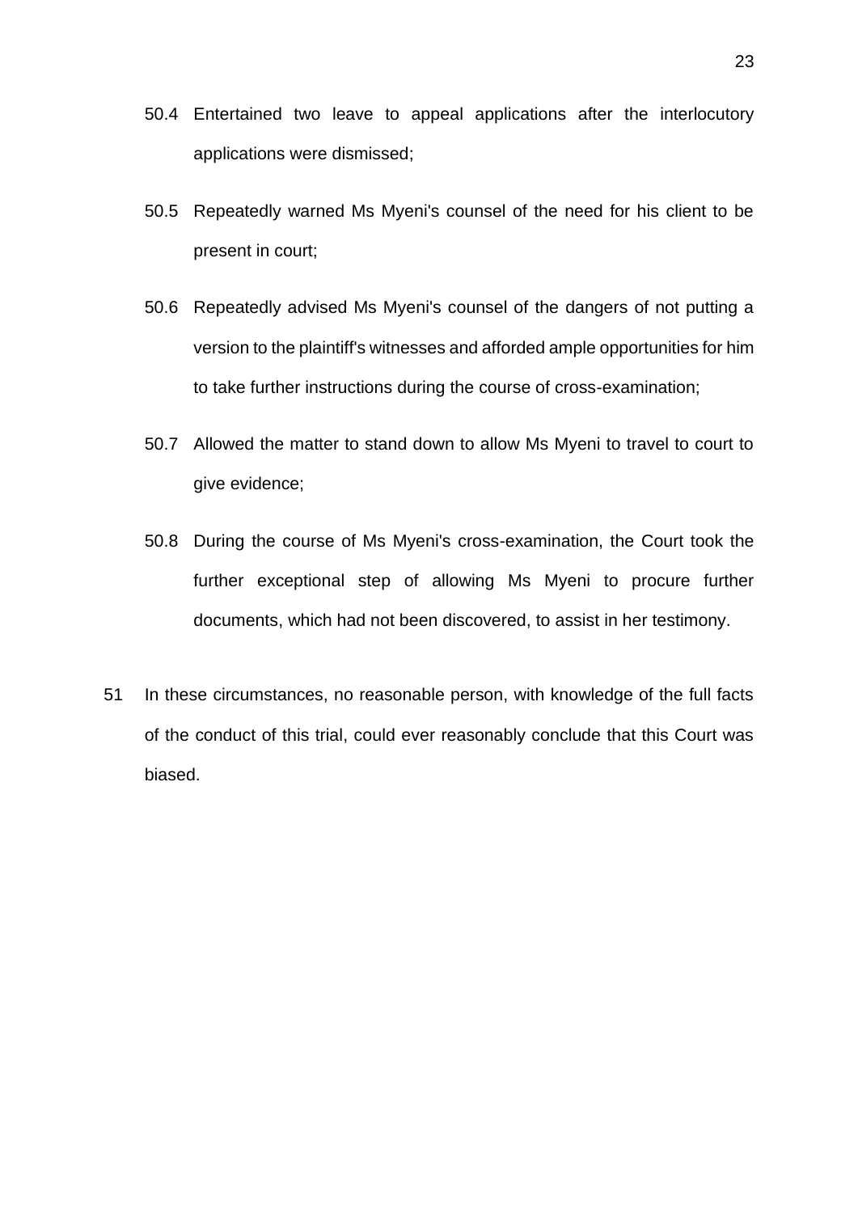50.4 Entertained two leave to appeal applications after the interlocutory applications were dismissed;

50.5 Repeatedly warned Ms Myeni's counsel of the need for his client to be present in court;

50.6 Repeatedly advised Ms Myeni's counsel of the dangers of not putting a version to the plaintiff's witnesses and afforded ample opportunities for him to take further instructions during the course of cross-examination;

50.7 Allowed the matter to stand down to allow Ms Myeni to travel to court to give evidence;

50.8 During the course of Ms Myeni's cross-examination, the Court took the further exceptional step of allowing Ms Myeni to procure further documents, which had not been discovered, to assist in her testimony.

51 In these circumstances, no reasonable person, with knowledge of the full facts of the conduct of this trial, could ever reasonably conclude that this Court was biased.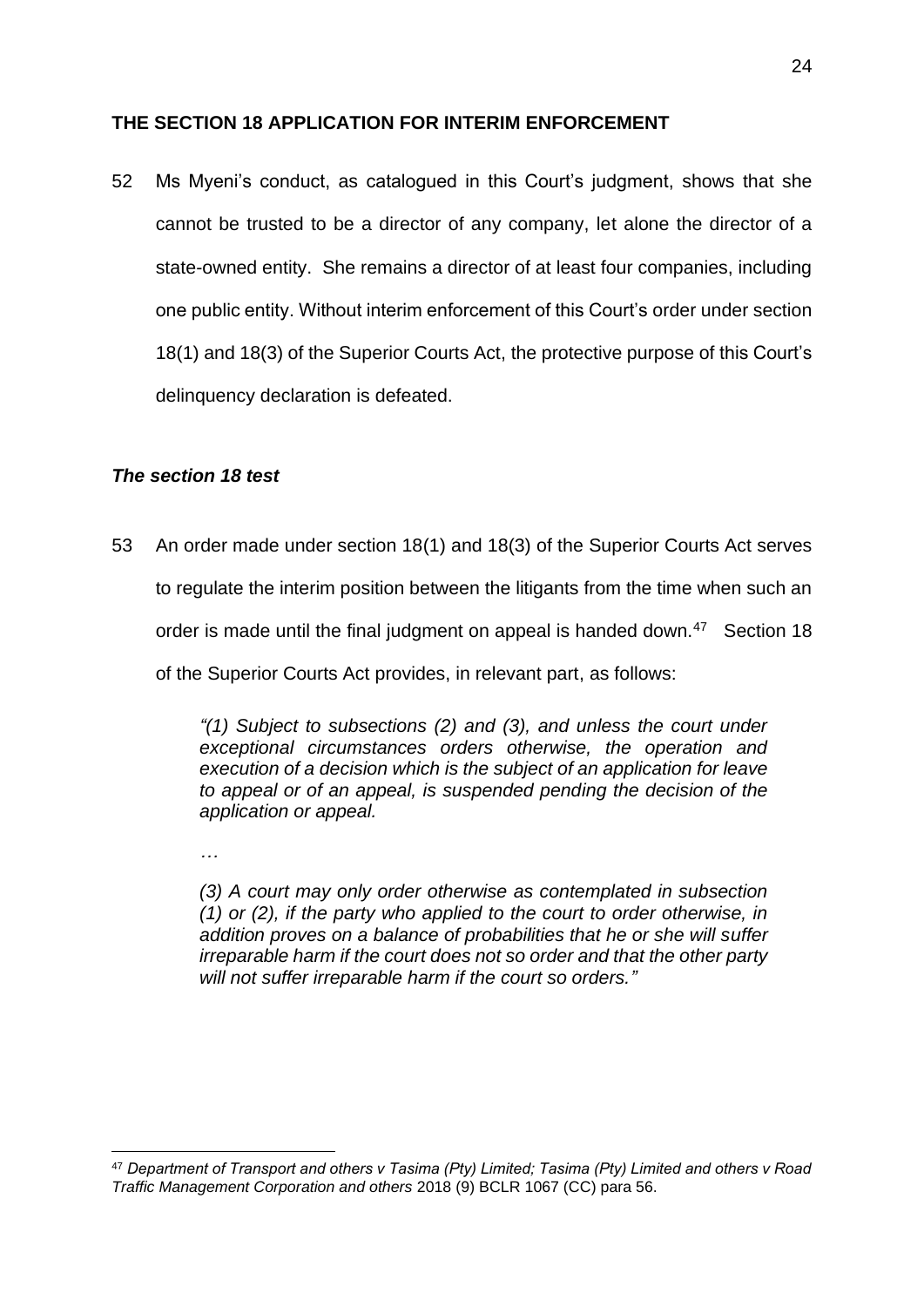## THE SECTION 18 APPLICATION FOR INTERIM ENFORCEMENT

52 Ms Myeni's conduct, as catalogued in this Court's judgment, shows that she cannot be trusted to be a director of any company, let alone the director of a state-owned entity. She remains a director of at least four companies, including one public entity. Without interim enforcement of this Court's order under section 18(1) and 18(3) of the Superior Courts Act, the protective purpose of this Court's delinquency declaration is defeated.

### *The section 18 test*

53 An order made under section 18(1) and 18(3) of the Superior Courts Act serves to regulate the interim position between the litigants from the time when such an order is made until the final judgment on appeal is handed down.[47] Section 18 of the Superior Courts Act provides, in relevant part, as follows:

> *"(1) Subject to subsections (2) and (3), and unless the court under exceptional circumstances orders otherwise, the operation and execution of a decision which is the subject of an application for leave to appeal or of an appeal, is suspended pending the decision of the application or appeal.*
>
> *…*
>
> *(3) A court may only order otherwise as contemplated in subsection (1) or (2), if the party who applied to the court to order otherwise, in addition proves on a balance of probabilities that he or she will suffer irreparable harm if the court does not so order and that the other party will not suffer irreparable harm if the court so orders."*

---

[47] *Department of Transport and others v Tasima (Pty) Limited; Tasima (Pty) Limited and others v Road Traffic Management Corporation and others* 2018 (9) BCLR 1067 (CC) para 56.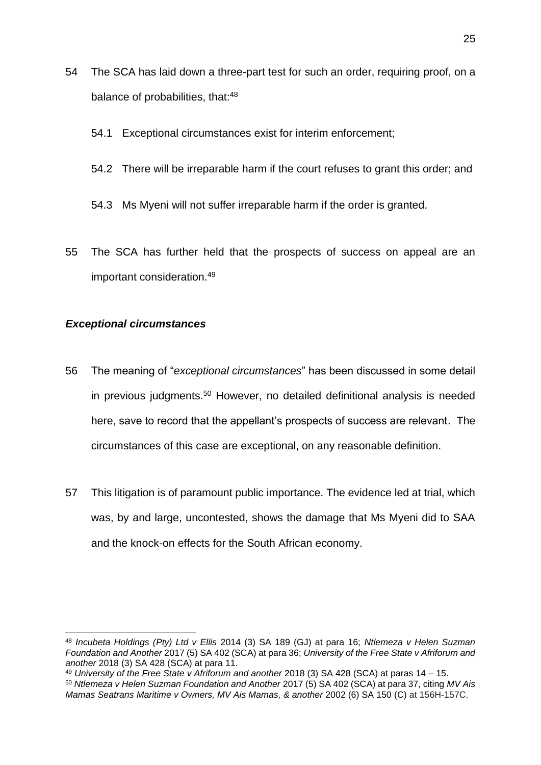54 The SCA has laid down a three-part test for such an order, requiring proof, on a balance of probabilities, that:[48]

54.1 Exceptional circumstances exist for interim enforcement;

54.2 There will be irreparable harm if the court refuses to grant this order; and

54.3 Ms Myeni will not suffer irreparable harm if the order is granted.

55 The SCA has further held that the prospects of success on appeal are an important consideration.[49]

### ***Exceptional circumstances***

56 The meaning of "*exceptional circumstances*" has been discussed in some detail in previous judgments.[50] However, no detailed definitional analysis is needed here, save to record that the appellant's prospects of success are relevant. The circumstances of this case are exceptional, on any reasonable definition.

57 This litigation is of paramount public importance. The evidence led at trial, which was, by and large, uncontested, shows the damage that Ms Myeni did to SAA and the knock-on effects for the South African economy.

---

[48] *Incubeta Holdings (Pty) Ltd v Ellis* 2014 (3) SA 189 (GJ) at para 16; *Ntlemeza v Helen Suzman Foundation and Another* 2017 (5) SA 402 (SCA) at para 36; *University of the Free State v Afriforum and another* 2018 (3) SA 428 (SCA) at para 11.

[49] *University of the Free State v Afriforum and another* 2018 (3) SA 428 (SCA) at paras 14 – 15.

[50] *Ntlemeza v Helen Suzman Foundation and Another* 2017 (5) SA 402 (SCA) at para 37, citing *MV Ais Mamas Seatrans Maritime v Owners, MV Ais Mamas, & another* 2002 (6) SA 150 (C) at 156H-157C.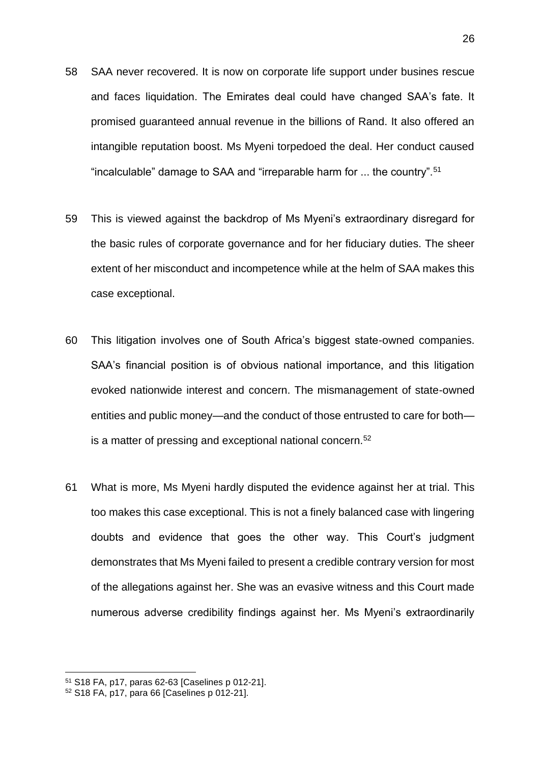58 SAA never recovered. It is now on corporate life support under busines rescue and faces liquidation. The Emirates deal could have changed SAA's fate. It promised guaranteed annual revenue in the billions of Rand. It also offered an intangible reputation boost. Ms Myeni torpedoed the deal. Her conduct caused "incalculable" damage to SAA and "irreparable harm for ... the country".[51]

59 This is viewed against the backdrop of Ms Myeni's extraordinary disregard for the basic rules of corporate governance and for her fiduciary duties. The sheer extent of her misconduct and incompetence while at the helm of SAA makes this case exceptional.

60 This litigation involves one of South Africa's biggest state-owned companies. SAA's financial position is of obvious national importance, and this litigation evoked nationwide interest and concern. The mismanagement of state-owned entities and public money—and the conduct of those entrusted to care for both—is a matter of pressing and exceptional national concern.[52]

61 What is more, Ms Myeni hardly disputed the evidence against her at trial. This too makes this case exceptional. This is not a finely balanced case with lingering doubts and evidence that goes the other way. This Court's judgment demonstrates that Ms Myeni failed to present a credible contrary version for most of the allegations against her. She was an evasive witness and this Court made numerous adverse credibility findings against her. Ms Myeni's extraordinarily

---

[51] S18 FA, p17, paras 62-63 [Caselines p 012-21].

[52] S18 FA, p17, para 66 [Caselines p 012-21].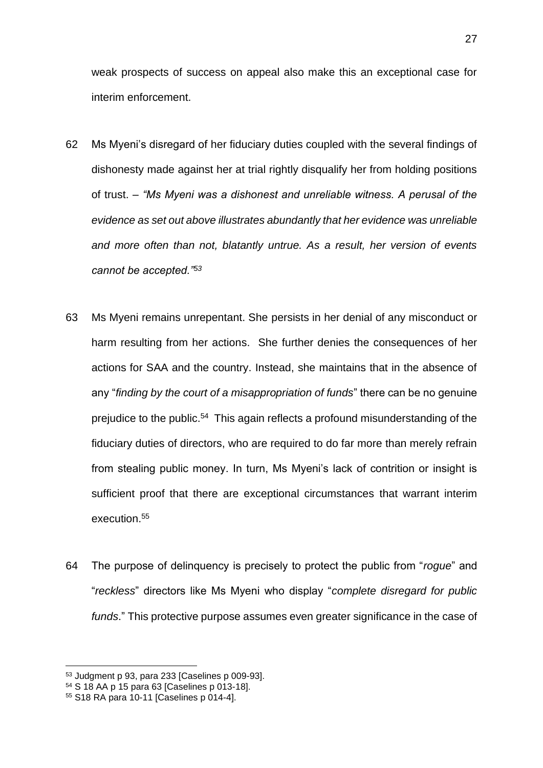weak prospects of success on appeal also make this an exceptional case for interim enforcement.

62 Ms Myeni's disregard of her fiduciary duties coupled with the several findings of dishonesty made against her at trial rightly disqualify her from holding positions of trust. – *"Ms Myeni was a dishonest and unreliable witness. A perusal of the evidence as set out above illustrates abundantly that her evidence was unreliable and more often than not, blatantly untrue. As a result, her version of events cannot be accepted."*[53]

63 Ms Myeni remains unrepentant. She persists in her denial of any misconduct or harm resulting from her actions. She further denies the consequences of her actions for SAA and the country. Instead, she maintains that in the absence of any "*finding by the court of a misappropriation of funds*" there can be no genuine prejudice to the public.[54] This again reflects a profound misunderstanding of the fiduciary duties of directors, who are required to do far more than merely refrain from stealing public money. In turn, Ms Myeni's lack of contrition or insight is sufficient proof that there are exceptional circumstances that warrant interim execution.[55]

64 The purpose of delinquency is precisely to protect the public from "*rogue*" and "*reckless*" directors like Ms Myeni who display "*complete disregard for public funds*." This protective purpose assumes even greater significance in the case of

---

[53] Judgment p 93, para 233 [Caselines p 009-93].

[54] S 18 AA p 15 para 63 [Caselines p 013-18].

[55] S18 RA para 10-11 [Caselines p 014-4].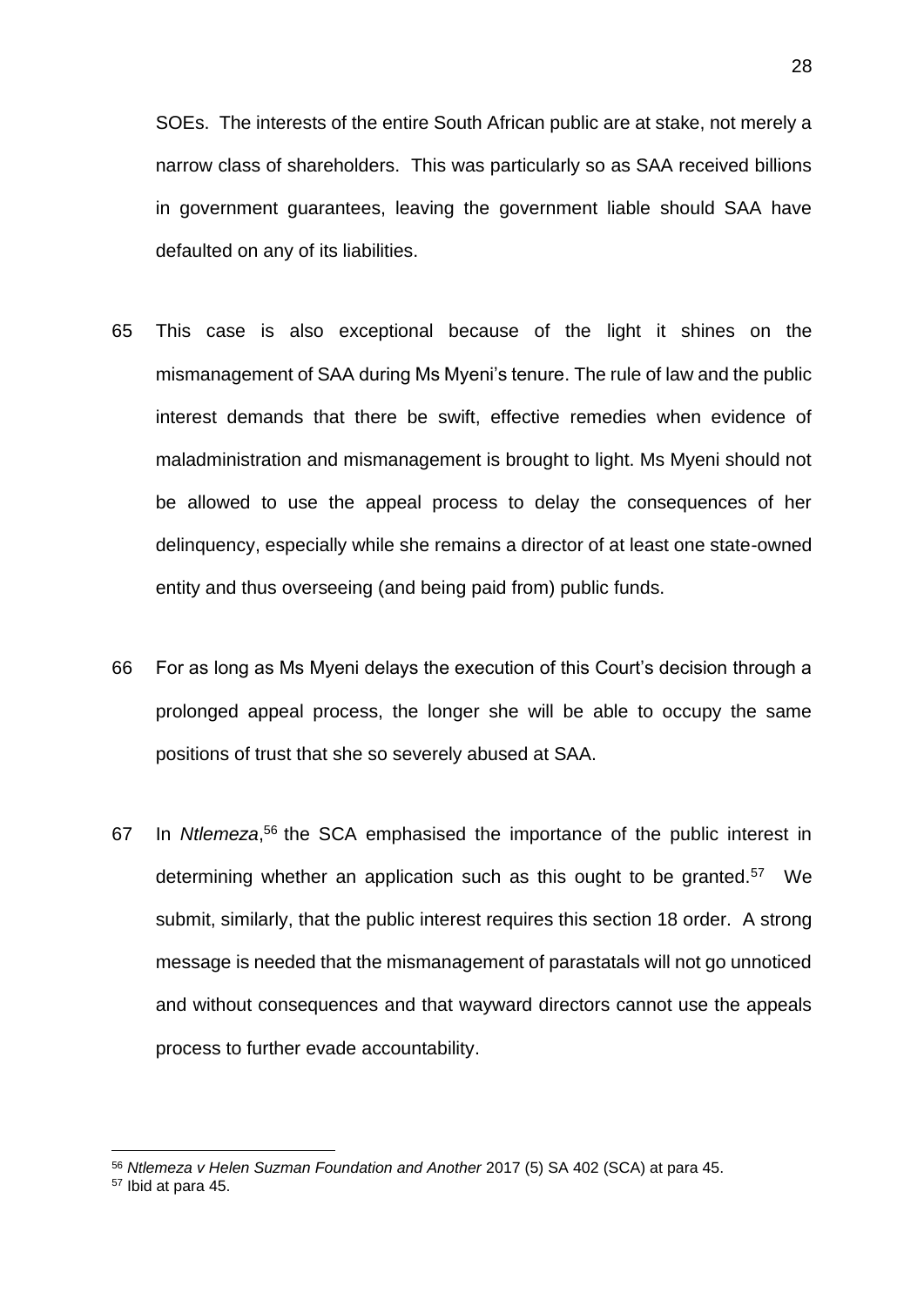SOEs. The interests of the entire South African public are at stake, not merely a narrow class of shareholders. This was particularly so as SAA received billions in government guarantees, leaving the government liable should SAA have defaulted on any of its liabilities.

65 This case is also exceptional because of the light it shines on the mismanagement of SAA during Ms Myeni's tenure. The rule of law and the public interest demands that there be swift, effective remedies when evidence of maladministration and mismanagement is brought to light. Ms Myeni should not be allowed to use the appeal process to delay the consequences of her delinquency, especially while she remains a director of at least one state-owned entity and thus overseeing (and being paid from) public funds.

66 For as long as Ms Myeni delays the execution of this Court's decision through a prolonged appeal process, the longer she will be able to occupy the same positions of trust that she so severely abused at SAA.

67 In *Ntlemeza*,[56] the SCA emphasised the importance of the public interest in determining whether an application such as this ought to be granted.[57] We submit, similarly, that the public interest requires this section 18 order. A strong message is needed that the mismanagement of parastatals will not go unnoticed and without consequences and that wayward directors cannot use the appeals process to further evade accountability.

---

[56] *Ntlemeza v Helen Suzman Foundation and Another* 2017 (5) SA 402 (SCA) at para 45.

[57] Ibid at para 45.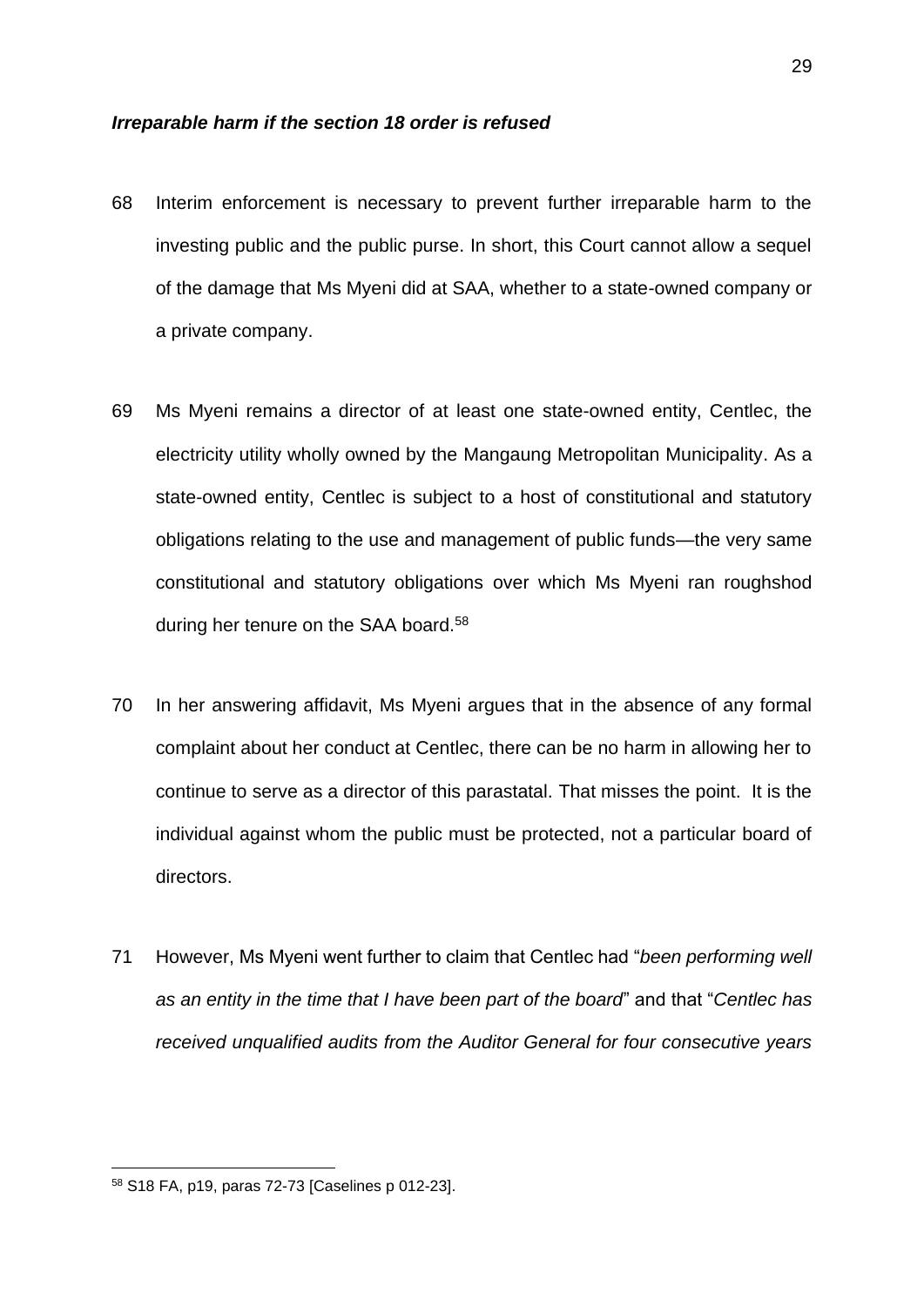### ***Irreparable harm if the section 18 order is refused***

68 Interim enforcement is necessary to prevent further irreparable harm to the investing public and the public purse. In short, this Court cannot allow a sequel of the damage that Ms Myeni did at SAA, whether to a state-owned company or a private company.

69 Ms Myeni remains a director of at least one state-owned entity, Centlec, the electricity utility wholly owned by the Mangaung Metropolitan Municipality. As a state-owned entity, Centlec is subject to a host of constitutional and statutory obligations relating to the use and management of public funds—the very same constitutional and statutory obligations over which Ms Myeni ran roughshod during her tenure on the SAA board.[58]

70 In her answering affidavit, Ms Myeni argues that in the absence of any formal complaint about her conduct at Centlec, there can be no harm in allowing her to continue to serve as a director of this parastatal. That misses the point. It is the individual against whom the public must be protected, not a particular board of directors.

71 However, Ms Myeni went further to claim that Centlec had "*been performing well as an entity in the time that I have been part of the board*" and that "*Centlec has received unqualified audits from the Auditor General for four consecutive years*

---

[58] S18 FA, p19, paras 72-73 [Caselines p 012-23].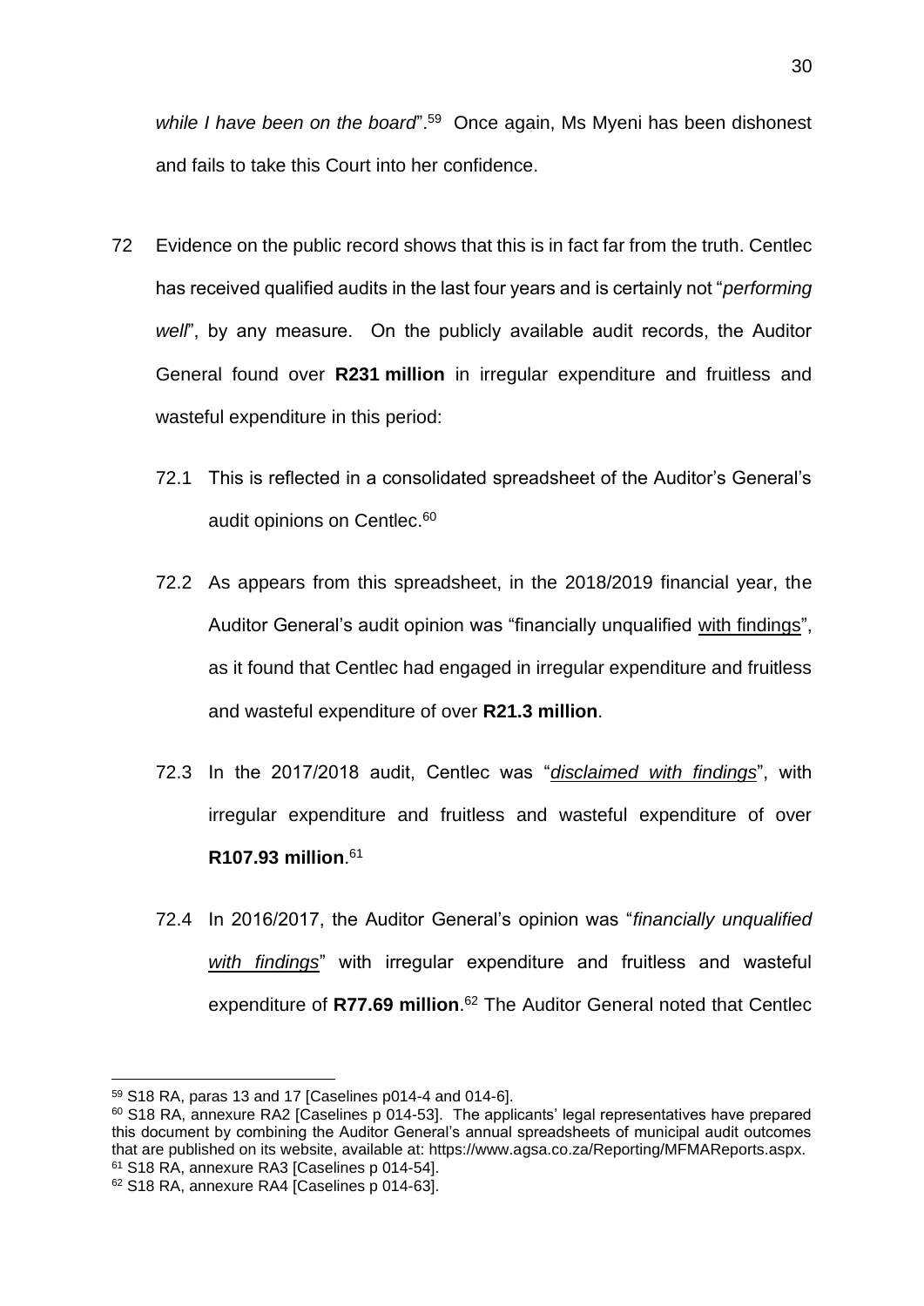*while I have been on the board*".[59] Once again, Ms Myeni has been dishonest and fails to take this Court into her confidence.

72 Evidence on the public record shows that this is in fact far from the truth. Centlec has received qualified audits in the last four years and is certainly not "*performing well*", by any measure. On the publicly available audit records, the Auditor General found over **R231 million** in irregular expenditure and fruitless and wasteful expenditure in this period:

72.1 This is reflected in a consolidated spreadsheet of the Auditor's General's audit opinions on Centlec.[60]

72.2 As appears from this spreadsheet, in the 2018/2019 financial year, the Auditor General's audit opinion was "financially unqualified <u>with findings</u>", as it found that Centlec had engaged in irregular expenditure and fruitless and wasteful expenditure of over **R21.3 million**.

72.3 In the 2017/2018 audit, Centlec was "<u>*disclaimed with findings*</u>", with irregular expenditure and fruitless and wasteful expenditure of over **R107.93 million**.[61]

72.4 In 2016/2017, the Auditor General's opinion was "*financially unqualified <u>with findings</u>*" with irregular expenditure and fruitless and wasteful expenditure of **R77.69 million**.[62] The Auditor General noted that Centlec

---

[59] S18 RA, paras 13 and 17 [Caselines p014-4 and 014-6].

[60] S18 RA, annexure RA2 [Caselines p 014-53]. The applicants' legal representatives have prepared this document by combining the Auditor General's annual spreadsheets of municipal audit outcomes that are published on its website, available at: https://www.agsa.co.za/Reporting/MFMAReports.aspx.

[61] S18 RA, annexure RA3 [Caselines p 014-54].

[62] S18 RA, annexure RA4 [Caselines p 014-63].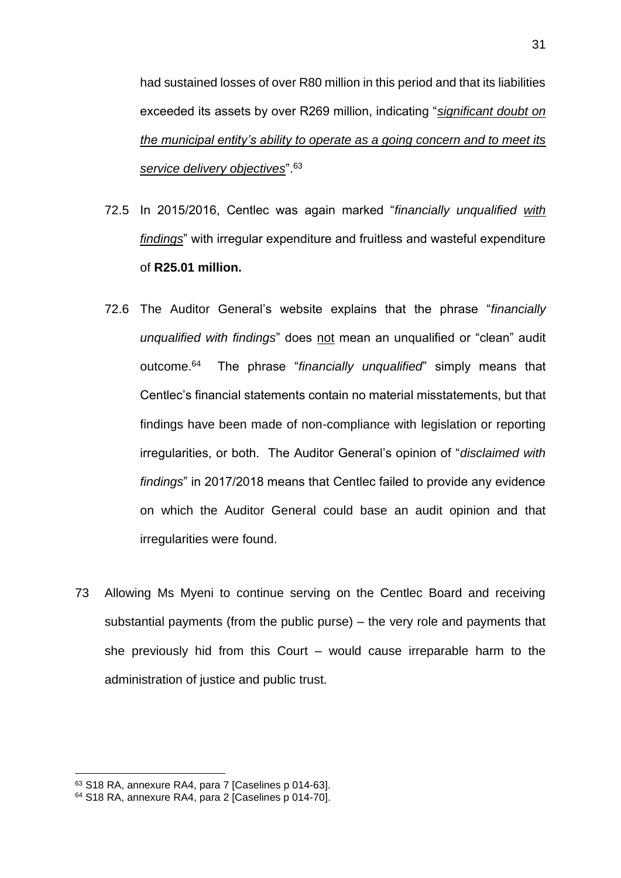had sustained losses of over R80 million in this period and that its liabilities exceeded its assets by over R269 million, indicating "*significant doubt on the municipal entity's ability to operate as a going concern and to meet its service delivery objectives*".[63]

72.5 In 2015/2016, Centlec was again marked "*financially unqualified with findings*" with irregular expenditure and fruitless and wasteful expenditure of **R25.01 million.**

72.6 The Auditor General's website explains that the phrase "*financially unqualified with findings*" does not mean an unqualified or "clean" audit outcome.[64] The phrase "*financially unqualified*" simply means that Centlec's financial statements contain no material misstatements, but that findings have been made of non-compliance with legislation or reporting irregularities, or both. The Auditor General's opinion of "*disclaimed with findings*" in 2017/2018 means that Centlec failed to provide any evidence on which the Auditor General could base an audit opinion and that irregularities were found.

73 Allowing Ms Myeni to continue serving on the Centlec Board and receiving substantial payments (from the public purse) – the very role and payments that she previously hid from this Court – would cause irreparable harm to the administration of justice and public trust.

---

[63] S18 RA, annexure RA4, para 7 [Caselines p 014-63].

[64] S18 RA, annexure RA4, para 2 [Caselines p 014-70].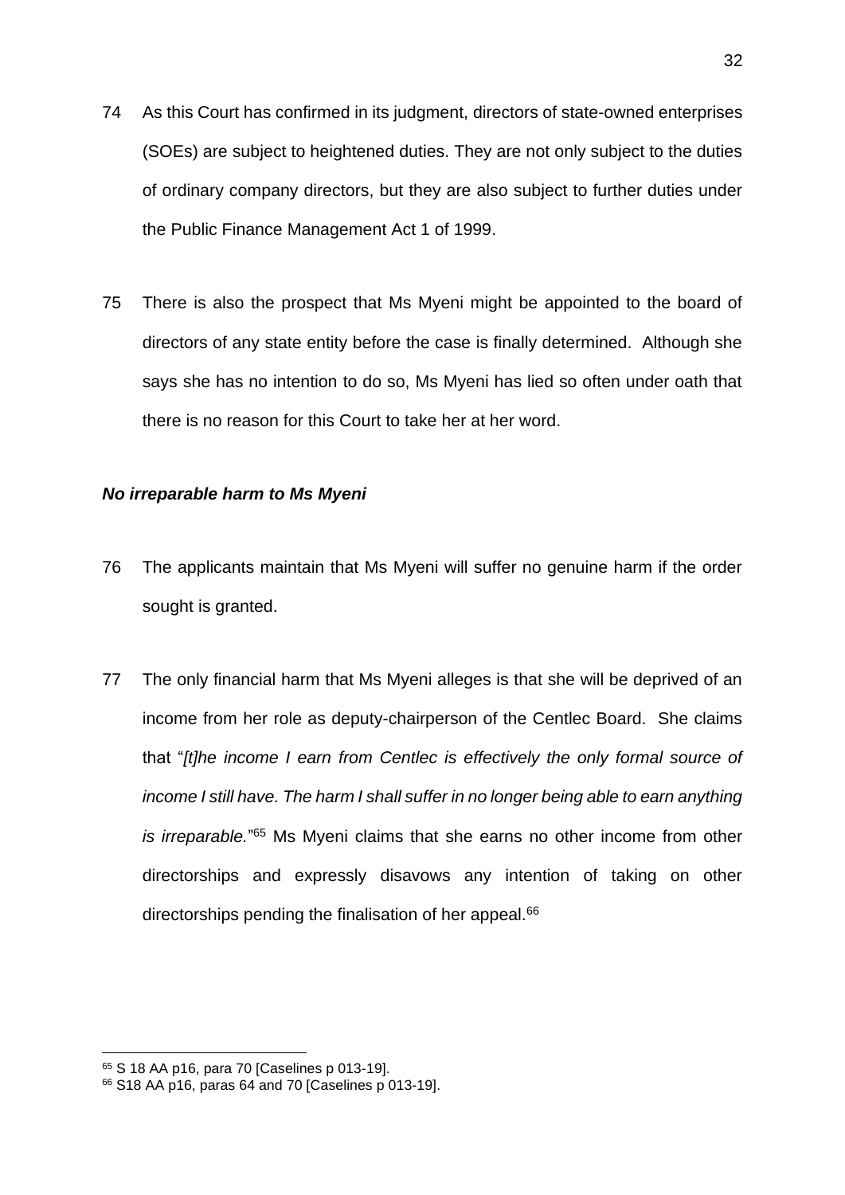74 As this Court has confirmed in its judgment, directors of state-owned enterprises (SOEs) are subject to heightened duties. They are not only subject to the duties of ordinary company directors, but they are also subject to further duties under the Public Finance Management Act 1 of 1999.

75 There is also the prospect that Ms Myeni might be appointed to the board of directors of any state entity before the case is finally determined. Although she says she has no intention to do so, Ms Myeni has lied so often under oath that there is no reason for this Court to take her at her word.

***No irreparable harm to Ms Myeni***

76 The applicants maintain that Ms Myeni will suffer no genuine harm if the order sought is granted.

77 The only financial harm that Ms Myeni alleges is that she will be deprived of an income from her role as deputy-chairperson of the Centlec Board. She claims that "*[t]he income I earn from Centlec is effectively the only formal source of income I still have. The harm I shall suffer in no longer being able to earn anything is irreparable.*"[65] Ms Myeni claims that she earns no other income from other directorships and expressly disavows any intention of taking on other directorships pending the finalisation of her appeal.[66]

---

[65] S 18 AA p16, para 70 [Caselines p 013-19].

[66] S18 AA p16, paras 64 and 70 [Caselines p 013-19].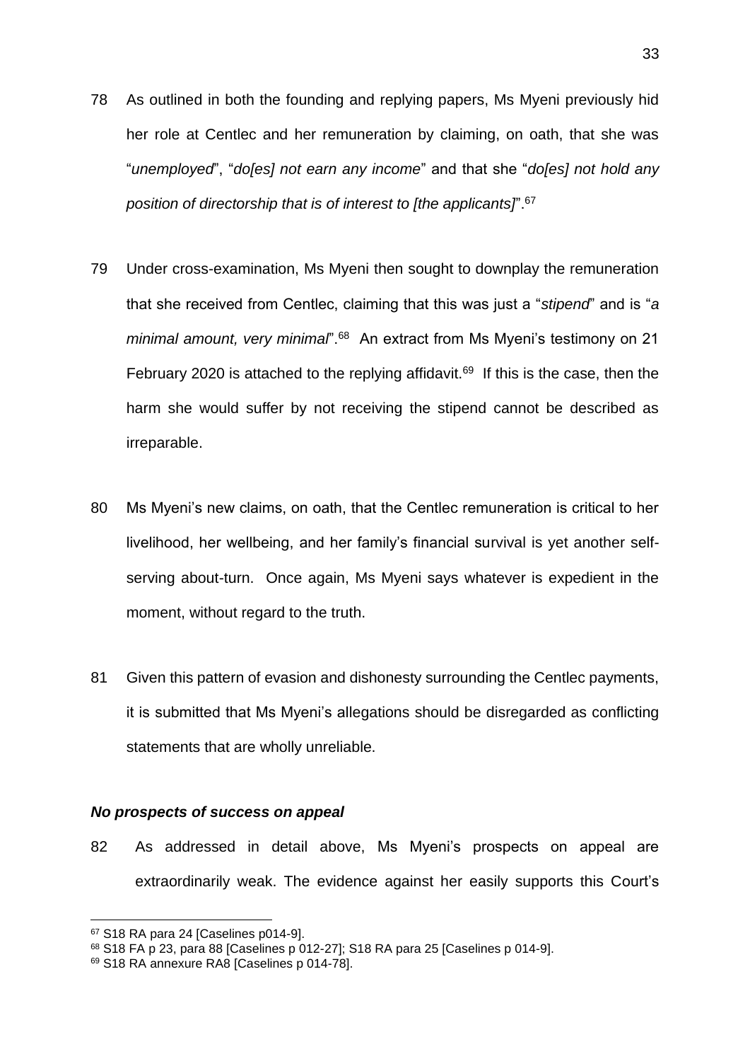78 As outlined in both the founding and replying papers, Ms Myeni previously hid her role at Centlec and her remuneration by claiming, on oath, that she was "*unemployed*", "*do[es] not earn any income*" and that she "*do[es] not hold any position of directorship that is of interest to [the applicants]*".[67]

79 Under cross-examination, Ms Myeni then sought to downplay the remuneration that she received from Centlec, claiming that this was just a "*stipend*" and is "*a minimal amount, very minimal*".[68] An extract from Ms Myeni's testimony on 21 February 2020 is attached to the replying affidavit.[69] If this is the case, then the harm she would suffer by not receiving the stipend cannot be described as irreparable.

80 Ms Myeni's new claims, on oath, that the Centlec remuneration is critical to her livelihood, her wellbeing, and her family's financial survival is yet another self-serving about-turn. Once again, Ms Myeni says whatever is expedient in the moment, without regard to the truth.

81 Given this pattern of evasion and dishonesty surrounding the Centlec payments, it is submitted that Ms Myeni's allegations should be disregarded as conflicting statements that are wholly unreliable.

### ***No prospects of success on appeal***

82 As addressed in detail above, Ms Myeni's prospects on appeal are extraordinarily weak. The evidence against her easily supports this Court's

---

[67] S18 RA para 24 [Caselines p014-9].

[68] S18 FA p 23, para 88 [Caselines p 012-27]; S18 RA para 25 [Caselines p 014-9].

[69] S18 RA annexure RA8 [Caselines p 014-78].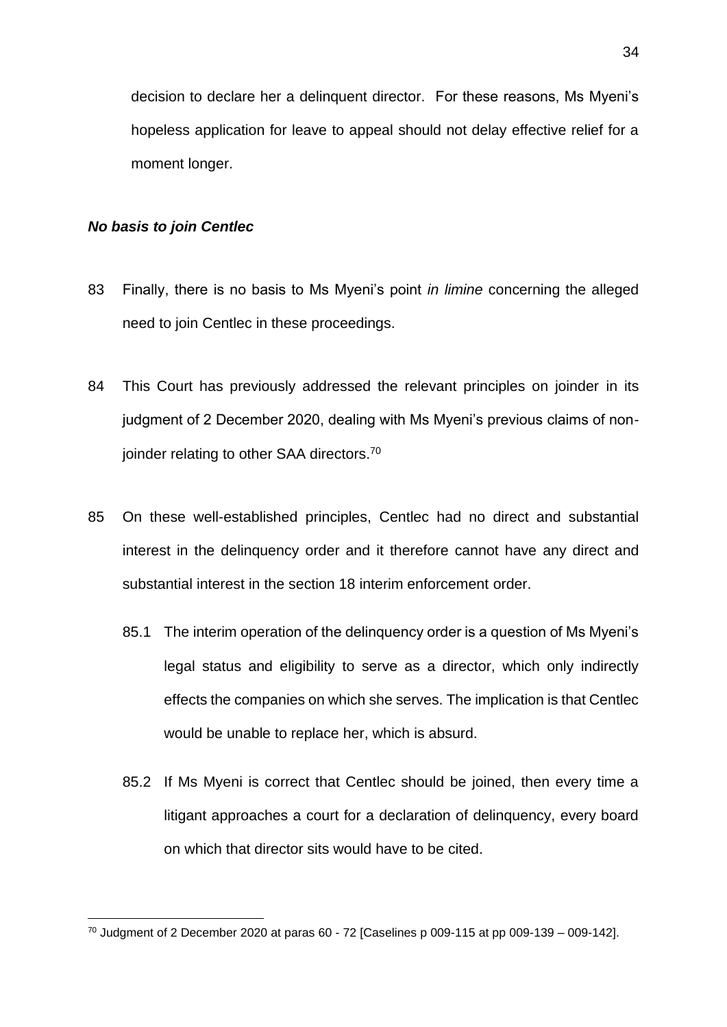decision to declare her a delinquent director. For these reasons, Ms Myeni's hopeless application for leave to appeal should not delay effective relief for a moment longer.

***No basis to join Centlec***

83 Finally, there is no basis to Ms Myeni's point *in limine* concerning the alleged need to join Centlec in these proceedings.

84 This Court has previously addressed the relevant principles on joinder in its judgment of 2 December 2020, dealing with Ms Myeni's previous claims of non-joinder relating to other SAA directors.[70]

85 On these well-established principles, Centlec had no direct and substantial interest in the delinquency order and it therefore cannot have any direct and substantial interest in the section 18 interim enforcement order.

85.1 The interim operation of the delinquency order is a question of Ms Myeni's legal status and eligibility to serve as a director, which only indirectly effects the companies on which she serves. The implication is that Centlec would be unable to replace her, which is absurd.

85.2 If Ms Myeni is correct that Centlec should be joined, then every time a litigant approaches a court for a declaration of delinquency, every board on which that director sits would have to be cited.

---

[70] Judgment of 2 December 2020 at paras 60 - 72 [Caselines p 009-115 at pp 009-139 – 009-142].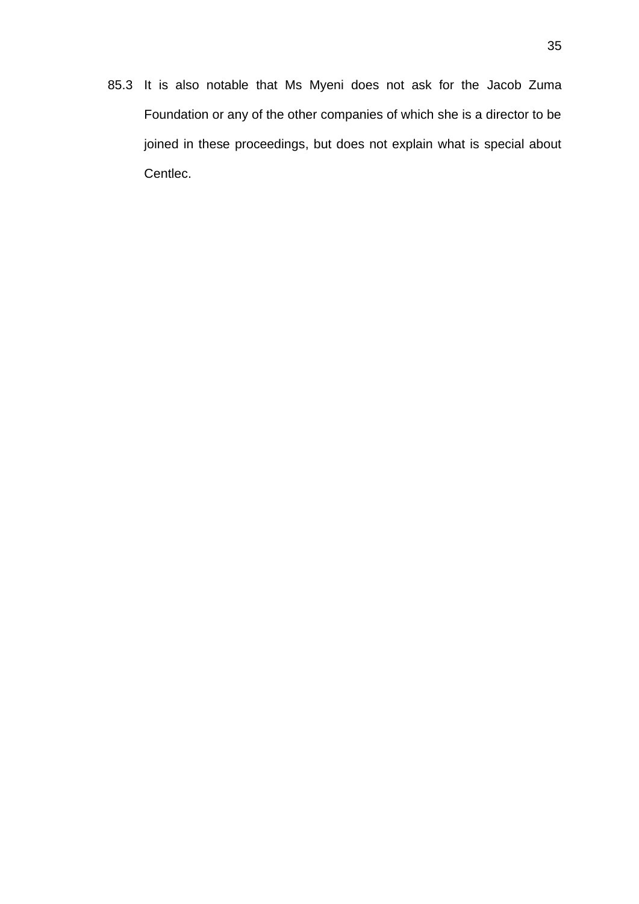85.3 It is also notable that Ms Myeni does not ask for the Jacob Zuma Foundation or any of the other companies of which she is a director to be joined in these proceedings, but does not explain what is special about Centlec.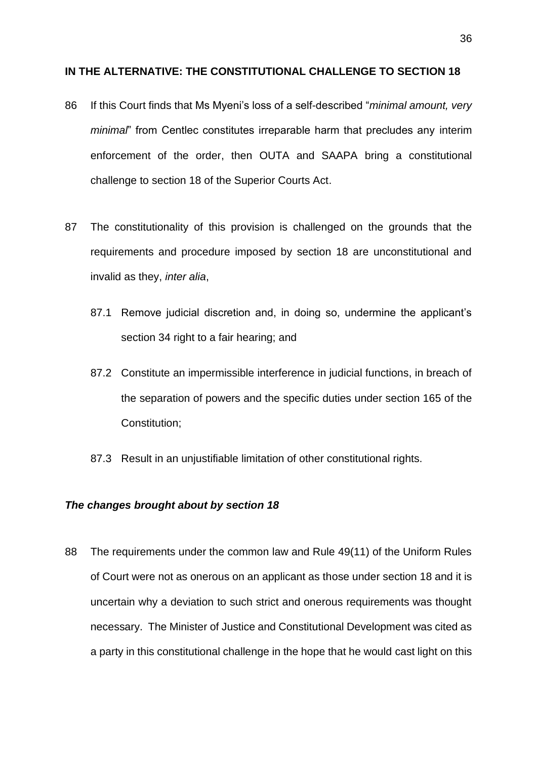**IN THE ALTERNATIVE: THE CONSTITUTIONAL CHALLENGE TO SECTION 18**

86 If this Court finds that Ms Myeni's loss of a self-described "*minimal amount, very minimal*" from Centlec constitutes irreparable harm that precludes any interim enforcement of the order, then OUTA and SAAPA bring a constitutional challenge to section 18 of the Superior Courts Act.

87 The constitutionality of this provision is challenged on the grounds that the requirements and procedure imposed by section 18 are unconstitutional and invalid as they, *inter alia*,

  87.1 Remove judicial discretion and, in doing so, undermine the applicant's section 34 right to a fair hearing; and

  87.2 Constitute an impermissible interference in judicial functions, in breach of the separation of powers and the specific duties under section 165 of the Constitution;

  87.3 Result in an unjustifiable limitation of other constitutional rights.

***The changes brought about by section 18***

88 The requirements under the common law and Rule 49(11) of the Uniform Rules of Court were not as onerous on an applicant as those under section 18 and it is uncertain why a deviation to such strict and onerous requirements was thought necessary. The Minister of Justice and Constitutional Development was cited as a party in this constitutional challenge in the hope that he would cast light on this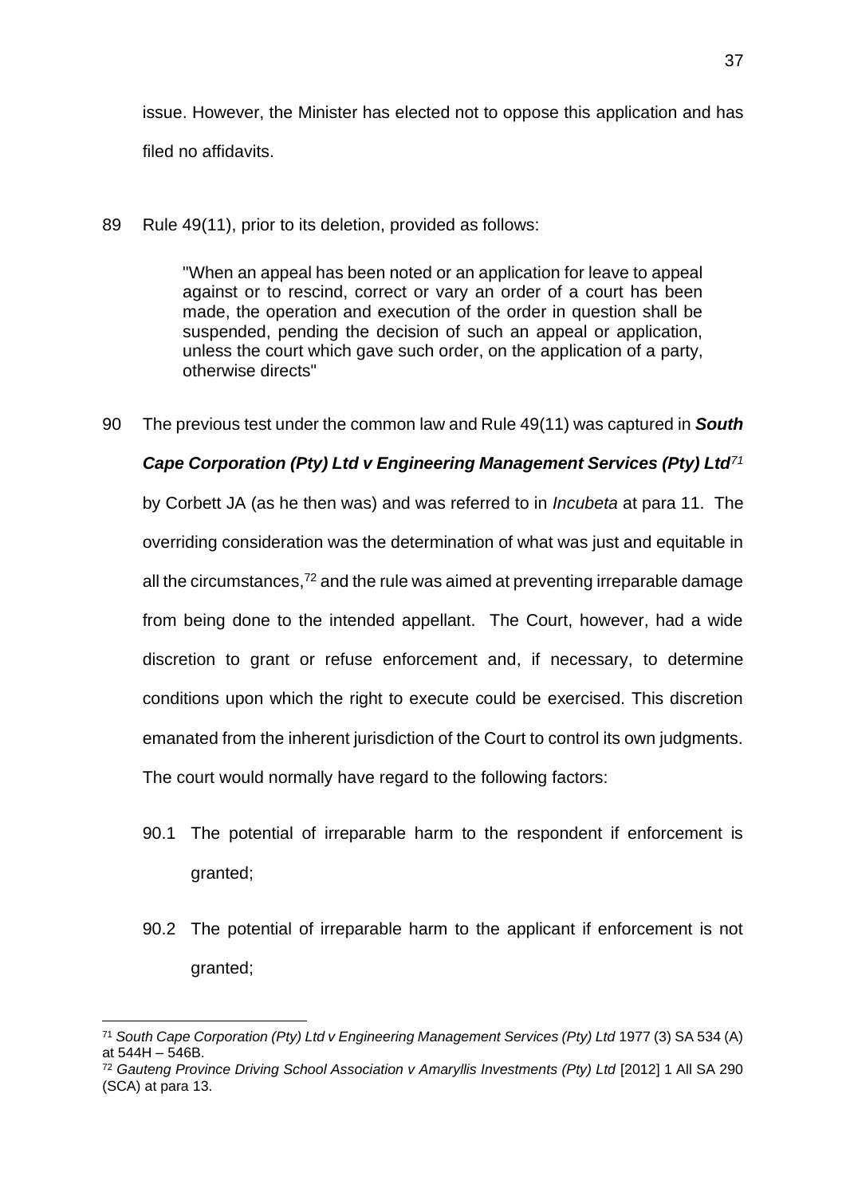issue. However, the Minister has elected not to oppose this application and has filed no affidavits.

89 Rule 49(11), prior to its deletion, provided as follows:

> "When an appeal has been noted or an application for leave to appeal against or to rescind, correct or vary an order of a court has been made, the operation and execution of the order in question shall be suspended, pending the decision of such an appeal or application, unless the court which gave such order, on the application of a party, otherwise directs"

90 The previous test under the common law and Rule 49(11) was captured in ***South Cape Corporation (Pty) Ltd v Engineering Management Services (Pty) Ltd***[71] by Corbett JA (as he then was) and was referred to in *Incubeta* at para 11. The overriding consideration was the determination of what was just and equitable in all the circumstances,[72] and the rule was aimed at preventing irreparable damage from being done to the intended appellant. The Court, however, had a wide discretion to grant or refuse enforcement and, if necessary, to determine conditions upon which the right to execute could be exercised. This discretion emanated from the inherent jurisdiction of the Court to control its own judgments. The court would normally have regard to the following factors:

90.1 The potential of irreparable harm to the respondent if enforcement is granted;

90.2 The potential of irreparable harm to the applicant if enforcement is not granted;

---

[71] *South Cape Corporation (Pty) Ltd v Engineering Management Services (Pty) Ltd* 1977 (3) SA 534 (A) at 544H – 546B.

[72] *Gauteng Province Driving School Association v Amaryllis Investments (Pty) Ltd* [2012] 1 All SA 290 (SCA) at para 13.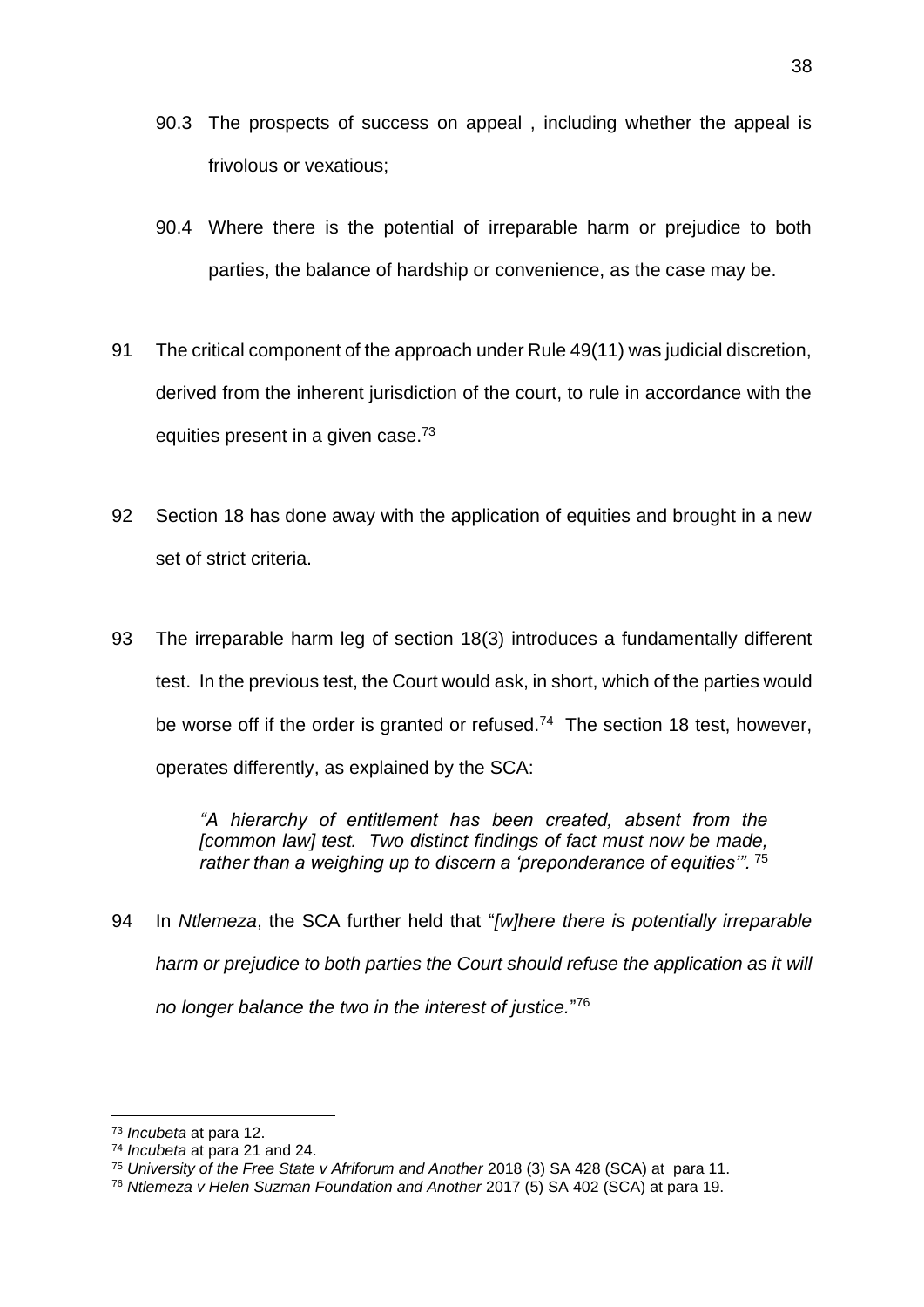90.3 The prospects of success on appeal , including whether the appeal is frivolous or vexatious;

90.4 Where there is the potential of irreparable harm or prejudice to both parties, the balance of hardship or convenience, as the case may be.

91 The critical component of the approach under Rule 49(11) was judicial discretion, derived from the inherent jurisdiction of the court, to rule in accordance with the equities present in a given case.[73]

92 Section 18 has done away with the application of equities and brought in a new set of strict criteria.

93 The irreparable harm leg of section 18(3) introduces a fundamentally different test. In the previous test, the Court would ask, in short, which of the parties would be worse off if the order is granted or refused.[74] The section 18 test, however, operates differently, as explained by the SCA:

> *"A hierarchy of entitlement has been created, absent from the [common law] test. Two distinct findings of fact must now be made, rather than a weighing up to discern a 'preponderance of equities'".* [75]

94 In *Ntlemeza*, the SCA further held that "*[w]here there is potentially irreparable harm or prejudice to both parties the Court should refuse the application as it will no longer balance the two in the interest of justice.*"[76]

---

[73] *Incubeta* at para 12.

[74] *Incubeta* at para 21 and 24.

[75] *University of the Free State v Afriforum and Another* 2018 (3) SA 428 (SCA) at para 11.

[76] *Ntlemeza v Helen Suzman Foundation and Another* 2017 (5) SA 402 (SCA) at para 19.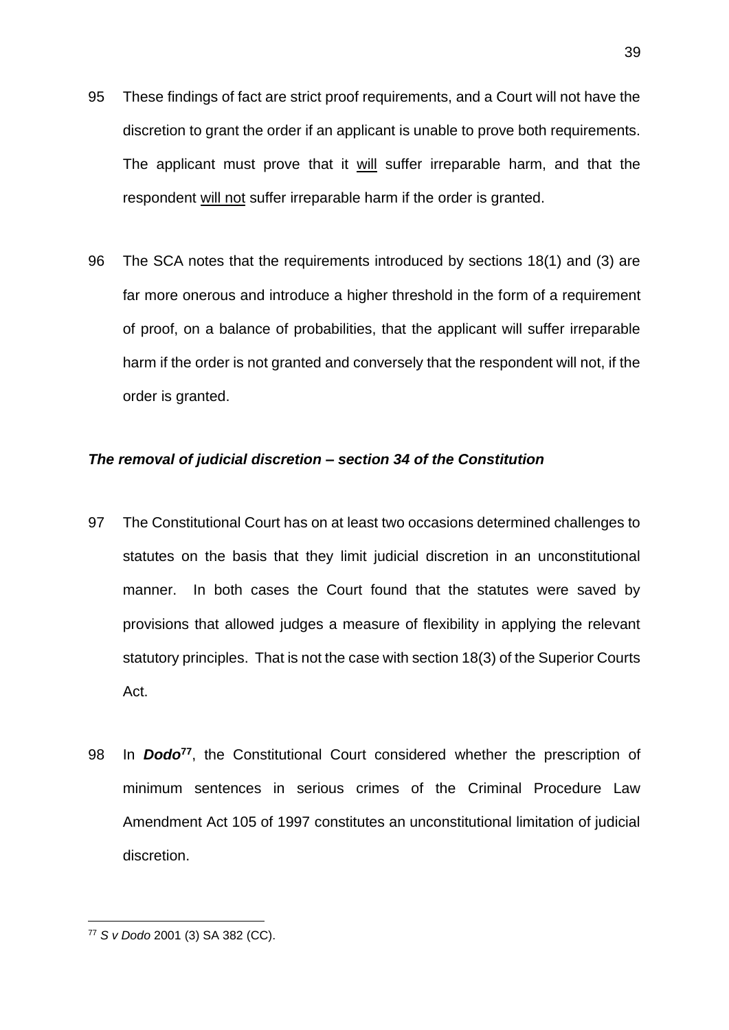95 These findings of fact are strict proof requirements, and a Court will not have the discretion to grant the order if an applicant is unable to prove both requirements. The applicant must prove that it <u>will</u> suffer irreparable harm, and that the respondent <u>will not</u> suffer irreparable harm if the order is granted.

96 The SCA notes that the requirements introduced by sections 18(1) and (3) are far more onerous and introduce a higher threshold in the form of a requirement of proof, on a balance of probabilities, that the applicant will suffer irreparable harm if the order is not granted and conversely that the respondent will not, if the order is granted.

***The removal of judicial discretion – section 34 of the Constitution***

97 The Constitutional Court has on at least two occasions determined challenges to statutes on the basis that they limit judicial discretion in an unconstitutional manner. In both cases the Court found that the statutes were saved by provisions that allowed judges a measure of flexibility in applying the relevant statutory principles. That is not the case with section 18(3) of the Superior Courts Act.

98 In ***Dodo***[77], the Constitutional Court considered whether the prescription of minimum sentences in serious crimes of the Criminal Procedure Law Amendment Act 105 of 1997 constitutes an unconstitutional limitation of judicial discretion.

---

[77] *S v Dodo* 2001 (3) SA 382 (CC).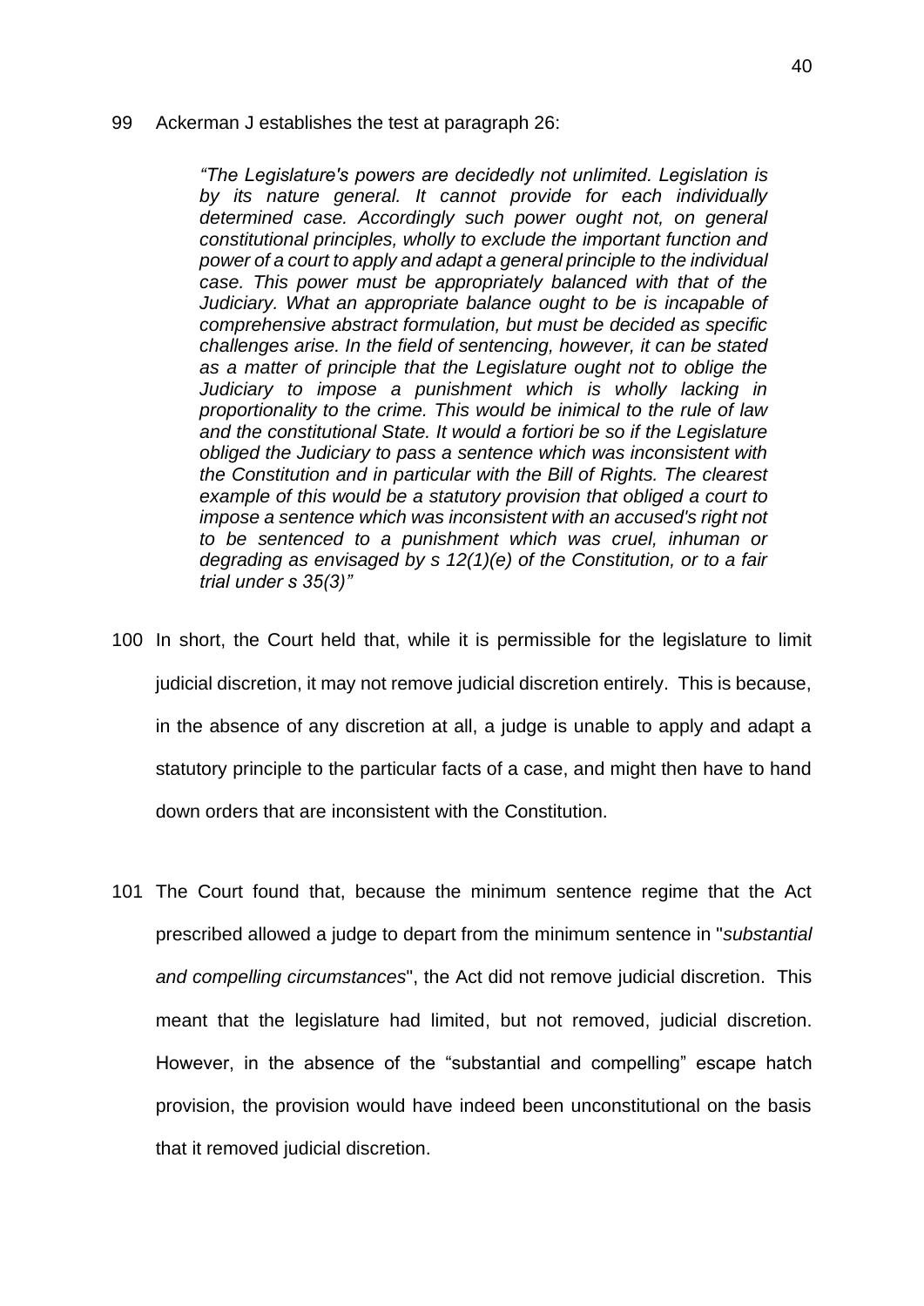99 Ackerman J establishes the test at paragraph 26:

> *"The Legislature's powers are decidedly not unlimited. Legislation is by its nature general. It cannot provide for each individually determined case. Accordingly such power ought not, on general constitutional principles, wholly to exclude the important function and power of a court to apply and adapt a general principle to the individual case. This power must be appropriately balanced with that of the Judiciary. What an appropriate balance ought to be is incapable of comprehensive abstract formulation, but must be decided as specific challenges arise. In the field of sentencing, however, it can be stated as a matter of principle that the Legislature ought not to oblige the Judiciary to impose a punishment which is wholly lacking in proportionality to the crime. This would be inimical to the rule of law and the constitutional State. It would a fortiori be so if the Legislature obliged the Judiciary to pass a sentence which was inconsistent with the Constitution and in particular with the Bill of Rights. The clearest example of this would be a statutory provision that obliged a court to impose a sentence which was inconsistent with an accused's right not to be sentenced to a punishment which was cruel, inhuman or degrading as envisaged by s 12(1)(e) of the Constitution, or to a fair trial under s 35(3)"*

100 In short, the Court held that, while it is permissible for the legislature to limit judicial discretion, it may not remove judicial discretion entirely. This is because, in the absence of any discretion at all, a judge is unable to apply and adapt a statutory principle to the particular facts of a case, and might then have to hand down orders that are inconsistent with the Constitution.

101 The Court found that, because the minimum sentence regime that the Act prescribed allowed a judge to depart from the minimum sentence in "*substantial and compelling circumstances*", the Act did not remove judicial discretion. This meant that the legislature had limited, but not removed, judicial discretion. However, in the absence of the "substantial and compelling" escape hatch provision, the provision would have indeed been unconstitutional on the basis that it removed judicial discretion.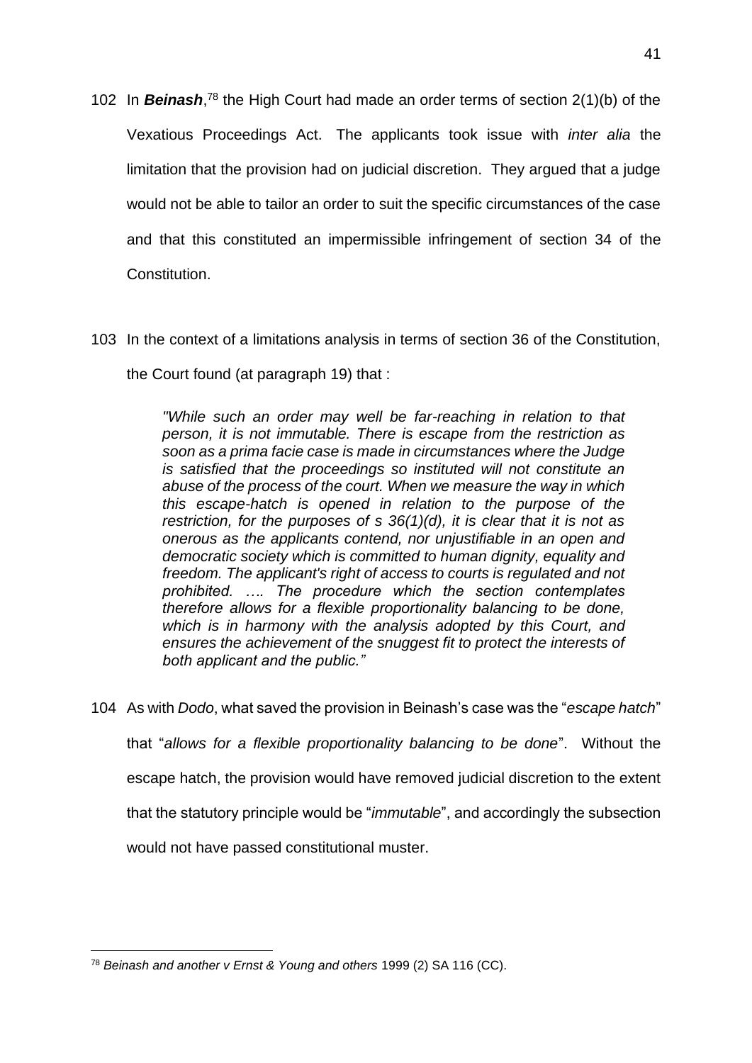102 In ***Beinash***,[78] the High Court had made an order terms of section 2(1)(b) of the Vexatious Proceedings Act. The applicants took issue with *inter alia* the limitation that the provision had on judicial discretion. They argued that a judge would not be able to tailor an order to suit the specific circumstances of the case and that this constituted an impermissible infringement of section 34 of the Constitution.

103 In the context of a limitations analysis in terms of section 36 of the Constitution, the Court found (at paragraph 19) that :

> *"While such an order may well be far-reaching in relation to that person, it is not immutable. There is escape from the restriction as soon as a prima facie case is made in circumstances where the Judge is satisfied that the proceedings so instituted will not constitute an abuse of the process of the court. When we measure the way in which this escape-hatch is opened in relation to the purpose of the restriction, for the purposes of s 36(1)(d), it is clear that it is not as onerous as the applicants contend, nor unjustifiable in an open and democratic society which is committed to human dignity, equality and freedom. The applicant's right of access to courts is regulated and not prohibited. …. The procedure which the section contemplates therefore allows for a flexible proportionality balancing to be done, which is in harmony with the analysis adopted by this Court, and ensures the achievement of the snuggest fit to protect the interests of both applicant and the public."*

104 As with *Dodo*, what saved the provision in Beinash's case was the "*escape hatch*" that "*allows for a flexible proportionality balancing to be done*". Without the escape hatch, the provision would have removed judicial discretion to the extent that the statutory principle would be "*immutable*", and accordingly the subsection would not have passed constitutional muster.

[78] *Beinash and another v Ernst & Young and others* 1999 (2) SA 116 (CC).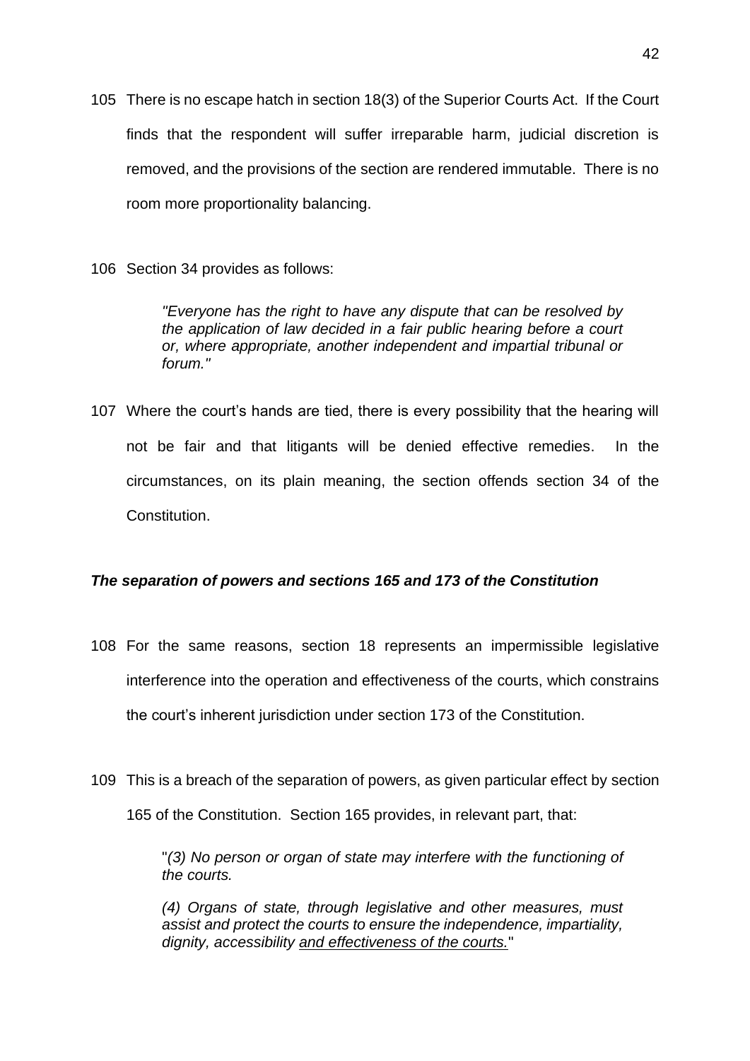105 There is no escape hatch in section 18(3) of the Superior Courts Act. If the Court finds that the respondent will suffer irreparable harm, judicial discretion is removed, and the provisions of the section are rendered immutable. There is no room more proportionality balancing.

106 Section 34 provides as follows:

> *"Everyone has the right to have any dispute that can be resolved by the application of law decided in a fair public hearing before a court or, where appropriate, another independent and impartial tribunal or forum."*

107 Where the court's hands are tied, there is every possibility that the hearing will not be fair and that litigants will be denied effective remedies. In the circumstances, on its plain meaning, the section offends section 34 of the Constitution.

### ***The separation of powers and sections 165 and 173 of the Constitution***

108 For the same reasons, section 18 represents an impermissible legislative interference into the operation and effectiveness of the courts, which constrains the court's inherent jurisdiction under section 173 of the Constitution.

109 This is a breach of the separation of powers, as given particular effect by section 165 of the Constitution. Section 165 provides, in relevant part, that:

> "*(3) No person or organ of state may interfere with the functioning of the courts.*
>
> *(4) Organs of state, through legislative and other measures, must assist and protect the courts to ensure the independence, impartiality, dignity, accessibility <u>and effectiveness of the courts.</u>*"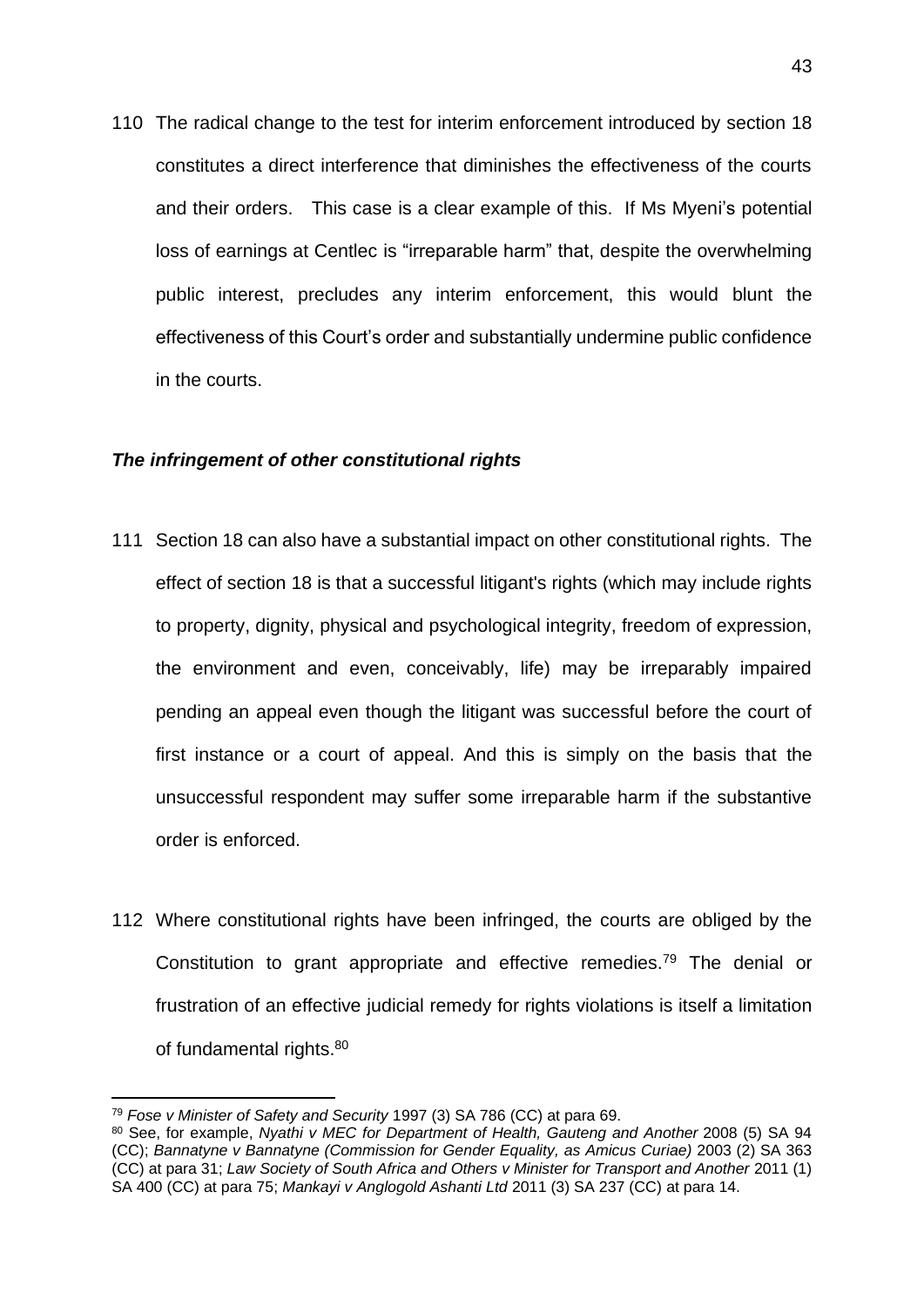110 The radical change to the test for interim enforcement introduced by section 18 constitutes a direct interference that diminishes the effectiveness of the courts and their orders. This case is a clear example of this. If Ms Myeni's potential loss of earnings at Centlec is "irreparable harm" that, despite the overwhelming public interest, precludes any interim enforcement, this would blunt the effectiveness of this Court's order and substantially undermine public confidence in the courts.

### *The infringement of other constitutional rights*

111 Section 18 can also have a substantial impact on other constitutional rights. The effect of section 18 is that a successful litigant's rights (which may include rights to property, dignity, physical and psychological integrity, freedom of expression, the environment and even, conceivably, life) may be irreparably impaired pending an appeal even though the litigant was successful before the court of first instance or a court of appeal. And this is simply on the basis that the unsuccessful respondent may suffer some irreparable harm if the substantive order is enforced.

112 Where constitutional rights have been infringed, the courts are obliged by the Constitution to grant appropriate and effective remedies.[79] The denial or frustration of an effective judicial remedy for rights violations is itself a limitation of fundamental rights.[80]

---

[79] *Fose v Minister of Safety and Security* 1997 (3) SA 786 (CC) at para 69.

[80] See, for example, *Nyathi v MEC for Department of Health, Gauteng and Another* 2008 (5) SA 94 (CC); *Bannatyne v Bannatyne (Commission for Gender Equality, as Amicus Curiae)* 2003 (2) SA 363 (CC) at para 31; *Law Society of South Africa and Others v Minister for Transport and Another* 2011 (1) SA 400 (CC) at para 75; *Mankayi v Anglogold Ashanti Ltd* 2011 (3) SA 237 (CC) at para 14.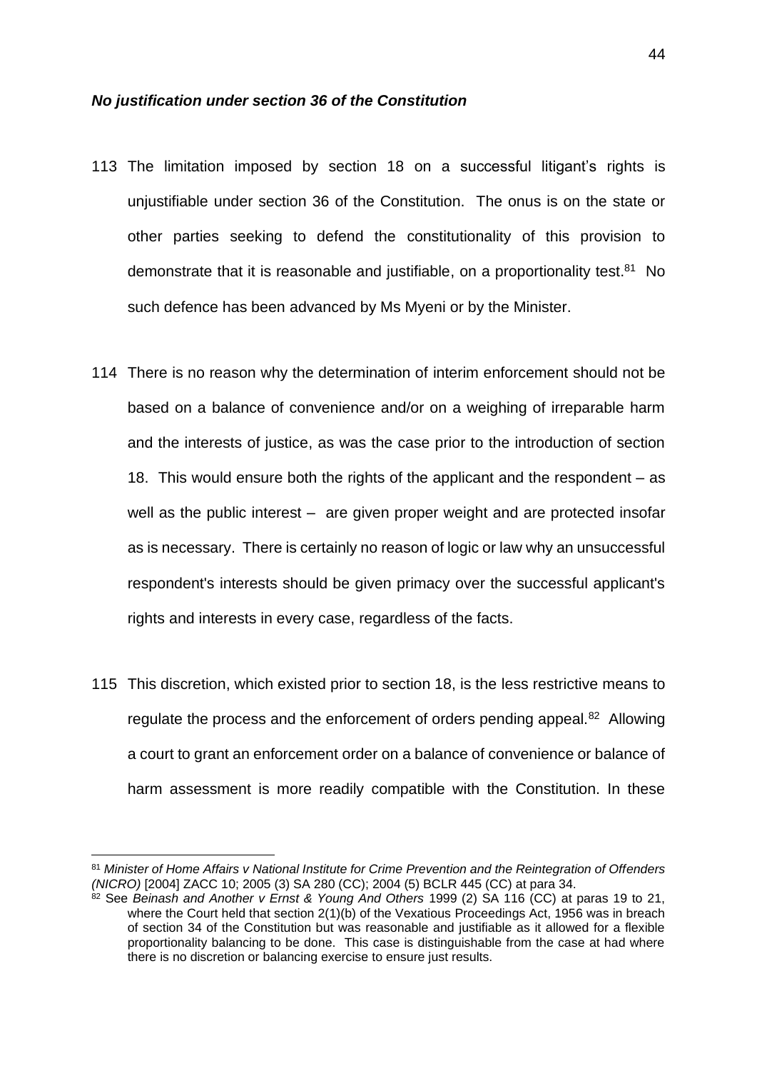***No justification under section 36 of the Constitution***

113 The limitation imposed by section 18 on a successful litigant's rights is unjustifiable under section 36 of the Constitution. The onus is on the state or other parties seeking to defend the constitutionality of this provision to demonstrate that it is reasonable and justifiable, on a proportionality test.[81] No such defence has been advanced by Ms Myeni or by the Minister.

114 There is no reason why the determination of interim enforcement should not be based on a balance of convenience and/or on a weighing of irreparable harm and the interests of justice, as was the case prior to the introduction of section 18. This would ensure both the rights of the applicant and the respondent – as well as the public interest – are given proper weight and are protected insofar as is necessary. There is certainly no reason of logic or law why an unsuccessful respondent's interests should be given primacy over the successful applicant's rights and interests in every case, regardless of the facts.

115 This discretion, which existed prior to section 18, is the less restrictive means to regulate the process and the enforcement of orders pending appeal.[82] Allowing a court to grant an enforcement order on a balance of convenience or balance of harm assessment is more readily compatible with the Constitution. In these

---

[81] *Minister of Home Affairs v National Institute for Crime Prevention and the Reintegration of Offenders (NICRO)* [2004] ZACC 10; 2005 (3) SA 280 (CC); 2004 (5) BCLR 445 (CC) at para 34.

[82] See *Beinash and Another v Ernst & Young And Others* 1999 (2) SA 116 (CC) at paras 19 to 21, where the Court held that section 2(1)(b) of the Vexatious Proceedings Act, 1956 was in breach of section 34 of the Constitution but was reasonable and justifiable as it allowed for a flexible proportionality balancing to be done. This case is distinguishable from the case at had where there is no discretion or balancing exercise to ensure just results.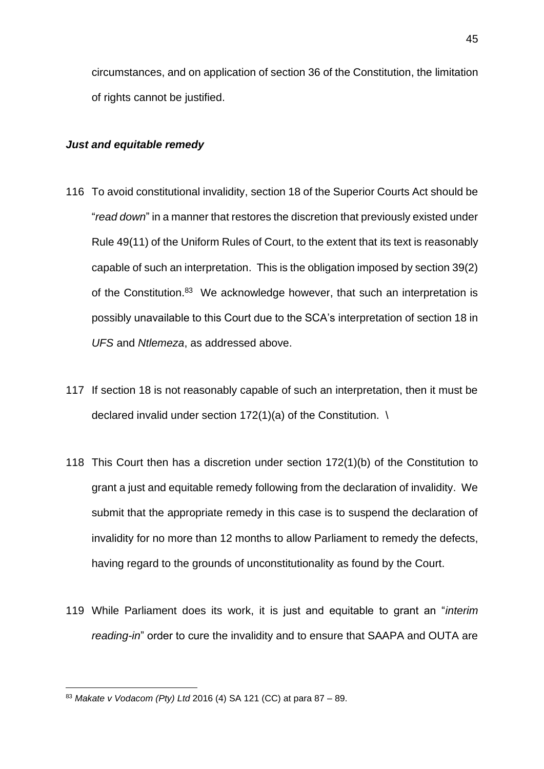circumstances, and on application of section 36 of the Constitution, the limitation of rights cannot be justified.

***Just and equitable remedy***

116 To avoid constitutional invalidity, section 18 of the Superior Courts Act should be "*read down*" in a manner that restores the discretion that previously existed under Rule 49(11) of the Uniform Rules of Court, to the extent that its text is reasonably capable of such an interpretation. This is the obligation imposed by section 39(2) of the Constitution.[83] We acknowledge however, that such an interpretation is possibly unavailable to this Court due to the SCA's interpretation of section 18 in *UFS* and *Ntlemeza*, as addressed above.

117 If section 18 is not reasonably capable of such an interpretation, then it must be declared invalid under section 172(1)(a) of the Constitution. \

118 This Court then has a discretion under section 172(1)(b) of the Constitution to grant a just and equitable remedy following from the declaration of invalidity. We submit that the appropriate remedy in this case is to suspend the declaration of invalidity for no more than 12 months to allow Parliament to remedy the defects, having regard to the grounds of unconstitutionality as found by the Court.

119 While Parliament does its work, it is just and equitable to grant an "*interim reading-in*" order to cure the invalidity and to ensure that SAAPA and OUTA are

[83] *Makate v Vodacom (Pty) Ltd* 2016 (4) SA 121 (CC) at para 87 – 89.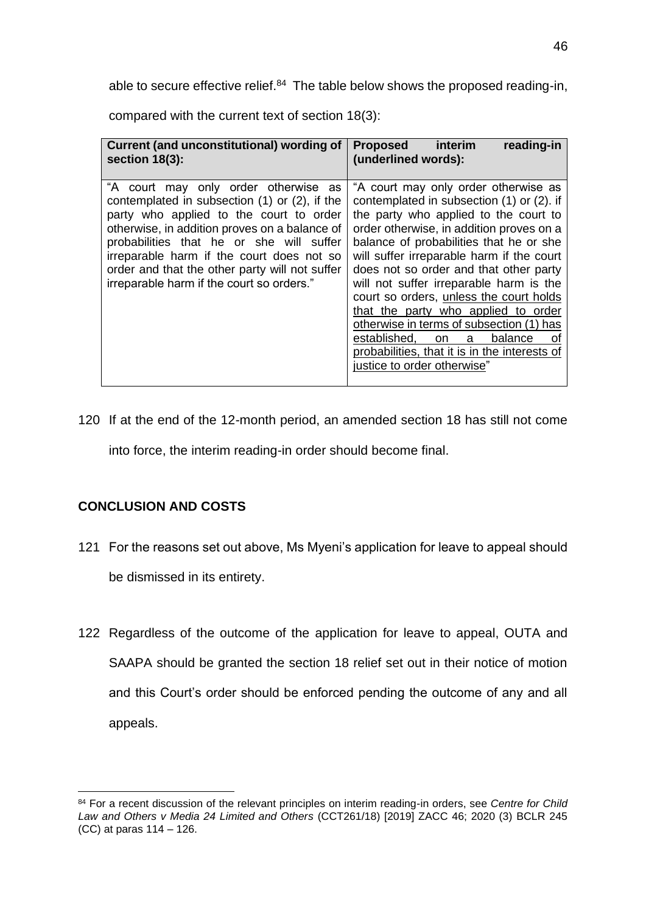able to secure effective relief.[84] The table below shows the proposed reading-in, compared with the current text of section 18(3):

| **Current (and unconstitutional) wording of section 18(3):** | **Proposed interim reading-in (underlined words):** |
| --- | --- |
| "A court may only order otherwise as contemplated in subsection (1) or (2), if the party who applied to the court to order otherwise, in addition proves on a balance of probabilities that he or she will suffer irreparable harm if the court does not so order and that the other party will not suffer irreparable harm if the court so orders." | "A court may only order otherwise as contemplated in subsection (1) or (2). if the party who applied to the court to order otherwise, in addition proves on a balance of probabilities that he or she will suffer irreparable harm if the court does not so order and that other party will not suffer irreparable harm is the court so orders, <u>unless the court holds that the party who applied to order otherwise in terms of subsection (1) has established, on a balance of probabilities, that it is in the interests of justice to order otherwise</u>" |

120 If at the end of the 12-month period, an amended section 18 has still not come into force, the interim reading-in order should become final.

## CONCLUSION AND COSTS

121 For the reasons set out above, Ms Myeni's application for leave to appeal should be dismissed in its entirety.

122 Regardless of the outcome of the application for leave to appeal, OUTA and SAAPA should be granted the section 18 relief set out in their notice of motion and this Court's order should be enforced pending the outcome of any and all appeals.

---

[84] For a recent discussion of the relevant principles on interim reading-in orders, see *Centre for Child Law and Others v Media 24 Limited and Others* (CCT261/18) [2019] ZACC 46; 2020 (3) BCLR 245 (CC) at paras 114 – 126.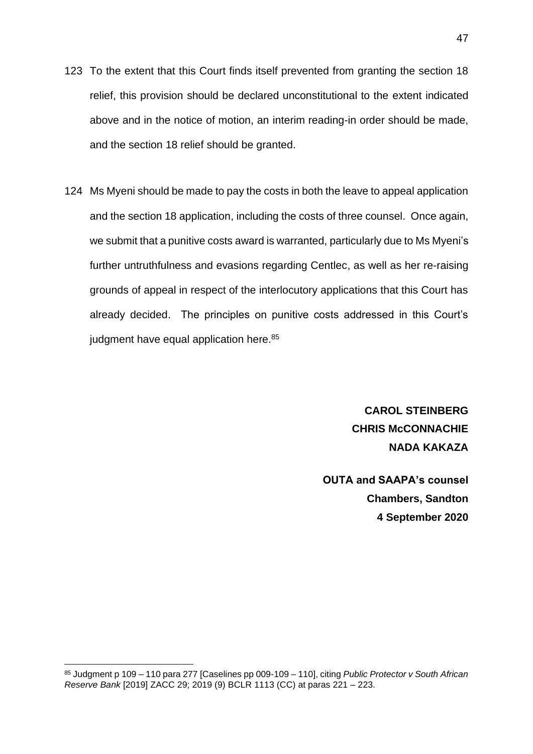123 To the extent that this Court finds itself prevented from granting the section 18 relief, this provision should be declared unconstitutional to the extent indicated above and in the notice of motion, an interim reading-in order should be made, and the section 18 relief should be granted.

124 Ms Myeni should be made to pay the costs in both the leave to appeal application and the section 18 application, including the costs of three counsel. Once again, we submit that a punitive costs award is warranted, particularly due to Ms Myeni's further untruthfulness and evasions regarding Centlec, as well as her re-raising grounds of appeal in respect of the interlocutory applications that this Court has already decided. The principles on punitive costs addressed in this Court's judgment have equal application here.[85]

**CAROL STEINBERG**
**CHRIS McCONNACHIE**
**NADA KAKAZA**

**OUTA and SAAPA's counsel**
**Chambers, Sandton**
**4 September 2020**

[85] Judgment p 109 – 110 para 277 [Caselines pp 009-109 – 110], citing *Public Protector v South African Reserve Bank* [2019] ZACC 29; 2019 (9) BCLR 1113 (CC) at paras 221 – 223.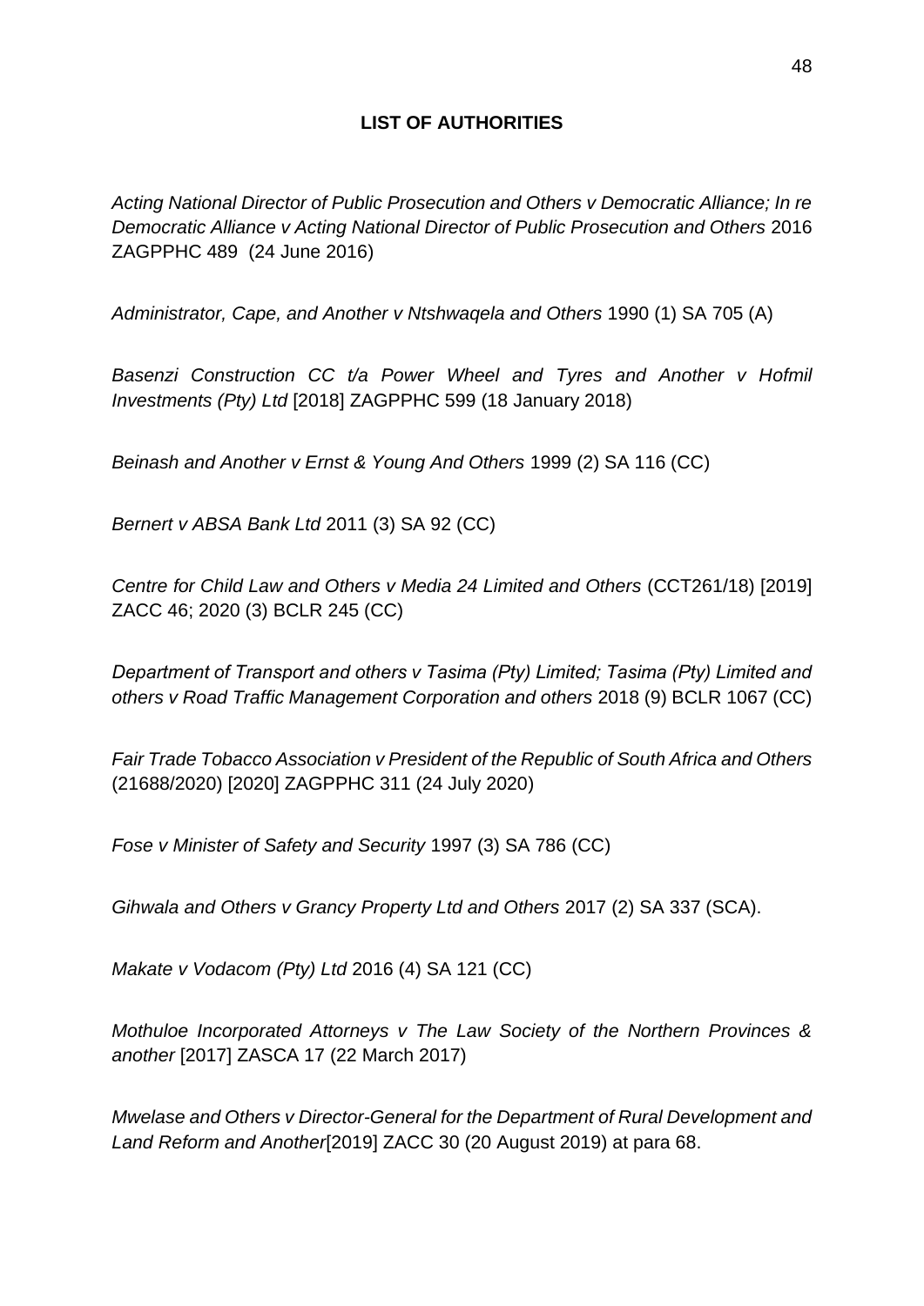**LIST OF AUTHORITIES**

*Acting National Director of Public Prosecution and Others v Democratic Alliance; In re Democratic Alliance v Acting National Director of Public Prosecution and Others* 2016 ZAGPPHC 489 (24 June 2016)

*Administrator, Cape, and Another v Ntshwaqela and Others* 1990 (1) SA 705 (A)

*Basenzi Construction CC t/a Power Wheel and Tyres and Another v Hofmil Investments (Pty) Ltd* [2018] ZAGPPHC 599 (18 January 2018)

*Beinash and Another v Ernst & Young And Others* 1999 (2) SA 116 (CC)

*Bernert v ABSA Bank Ltd* 2011 (3) SA 92 (CC)

*Centre for Child Law and Others v Media 24 Limited and Others* (CCT261/18) [2019] ZACC 46; 2020 (3) BCLR 245 (CC)

*Department of Transport and others v Tasima (Pty) Limited; Tasima (Pty) Limited and others v Road Traffic Management Corporation and others* 2018 (9) BCLR 1067 (CC)

*Fair Trade Tobacco Association v President of the Republic of South Africa and Others* (21688/2020) [2020] ZAGPPHC 311 (24 July 2020)

*Fose v Minister of Safety and Security* 1997 (3) SA 786 (CC)

*Gihwala and Others v Grancy Property Ltd and Others* 2017 (2) SA 337 (SCA).

*Makate v Vodacom (Pty) Ltd* 2016 (4) SA 121 (CC)

*Mothuloe Incorporated Attorneys v The Law Society of the Northern Provinces & another* [2017] ZASCA 17 (22 March 2017)

*Mwelase and Others v Director-General for the Department of Rural Development and Land Reform and Another*[2019] ZACC 30 (20 August 2019) at para 68.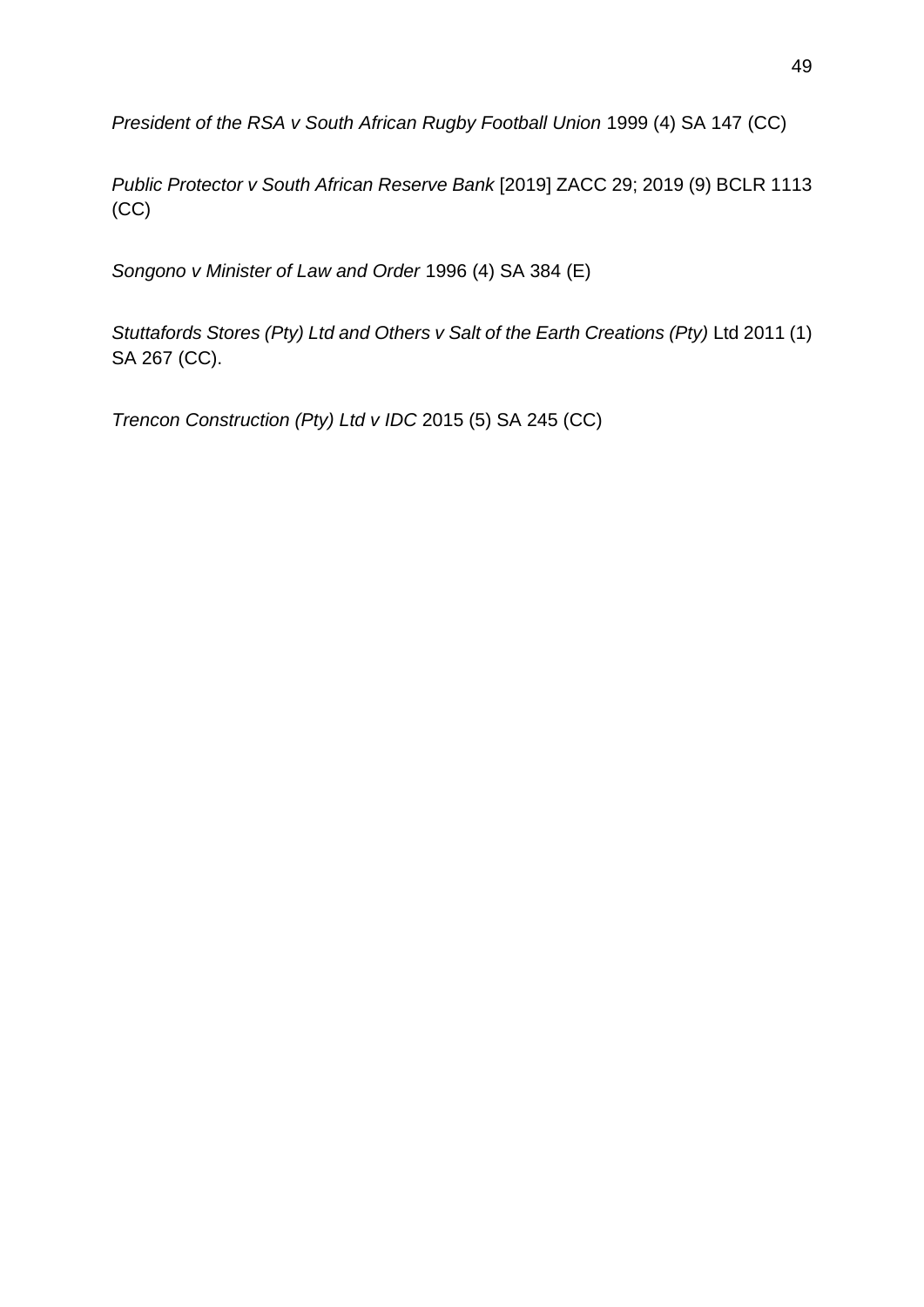*President of the RSA v South African Rugby Football Union* 1999 (4) SA 147 (CC)

*Public Protector v South African Reserve Bank* [2019] ZACC 29; 2019 (9) BCLR 1113 (CC)

*Songono v Minister of Law and Order* 1996 (4) SA 384 (E)

*Stuttafords Stores (Pty) Ltd and Others v Salt of the Earth Creations (Pty)* Ltd 2011 (1) SA 267 (CC).

*Trencon Construction (Pty) Ltd v IDC* 2015 (5) SA 245 (CC)